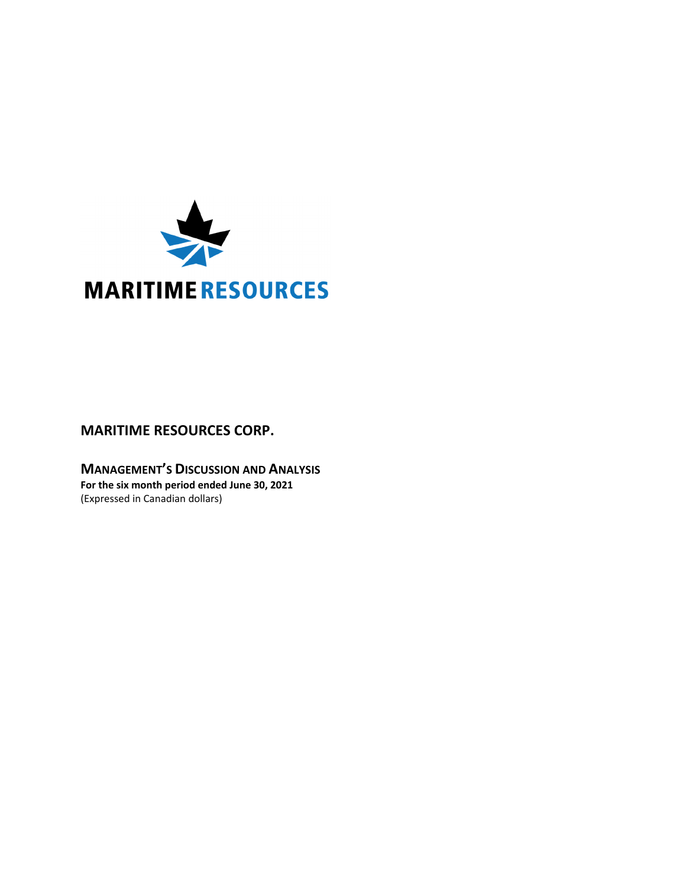MARITIME RESOURCES

# MARITIME RESOURCES CORP.

## MANAGEMENT'S DISCUSSION AND ANALYSIS

**For the six month period ended June 30, 2021**

(Expressed in Canadian dollars)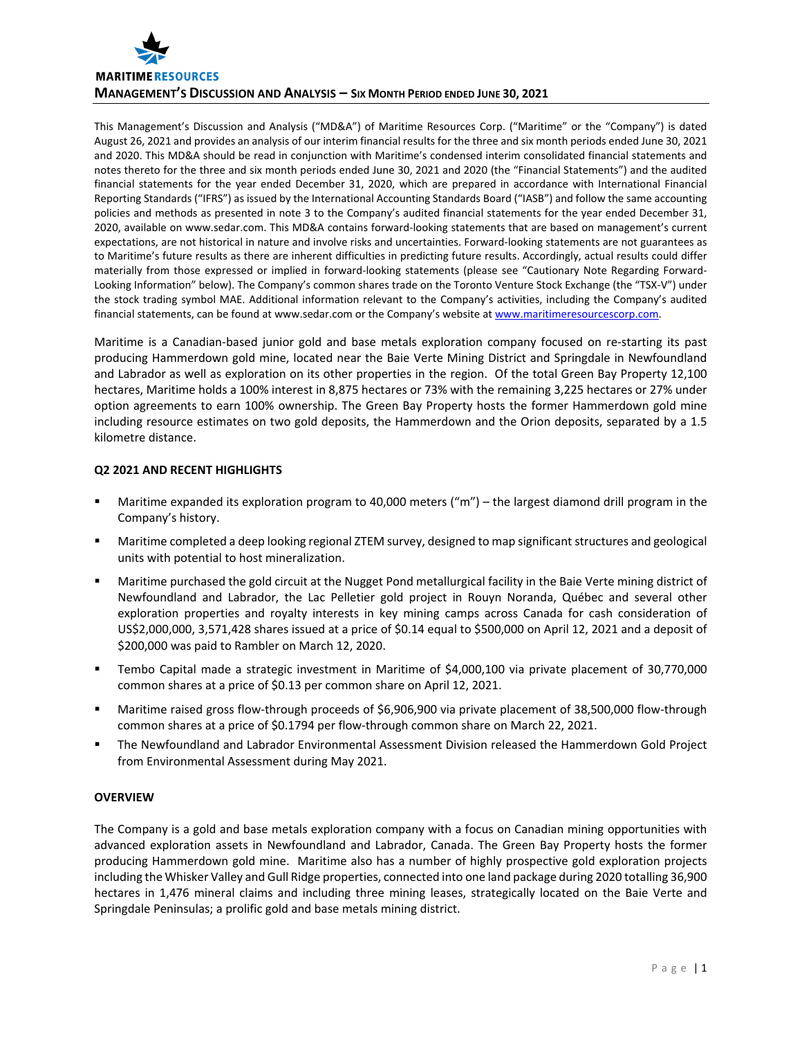This Management's Discussion and Analysis ("MD&A") of Maritime Resources Corp. ("Maritime" or the "Company") is dated August 26, 2021 and provides an analysis of our interim financial results for the three and six month periods ended June 30, 2021 and 2020. This MD&A should be read in conjunction with Maritime's condensed interim consolidated financial statements and notes thereto for the three and six month periods ended June 30, 2021 and 2020 (the "Financial Statements") and the audited financial statements for the year ended December 31, 2020, which are prepared in accordance with International Financial Reporting Standards ("IFRS") as issued by the International Accounting Standards Board ("IASB") and follow the same accounting policies and methods as presented in note 3 to the Company's audited financial statements for the year ended December 31, 2020, available on www.sedar.com. This MD&A contains forward-looking statements that are based on management's current expectations, are not historical in nature and involve risks and uncertainties. Forward-looking statements are not guarantees as to Maritime's future results as there are inherent difficulties in predicting future results. Accordingly, actual results could differ materially from those expressed or implied in forward-looking statements (please see "Cautionary Note Regarding Forward-Looking Information" below). The Company's common shares trade on the Toronto Venture Stock Exchange (the "TSX-V") under the stock trading symbol MAE. Additional information relevant to the Company's activities, including the Company's audited financial statements, can be found at www.sedar.com or the Company's website at www.maritimeresourcescorp.com.

Maritime is a Canadian-based junior gold and base metals exploration company focused on re-starting its past producing Hammerdown gold mine, located near the Baie Verte Mining District and Springdale in Newfoundland and Labrador as well as exploration on its other properties in the region. Of the total Green Bay Property 12,100 hectares, Maritime holds a 100% interest in 8,875 hectares or 73% with the remaining 3,225 hectares or 27% under option agreements to earn 100% ownership. The Green Bay Property hosts the former Hammerdown gold mine including resource estimates on two gold deposits, the Hammerdown and the Orion deposits, separated by a 1.5 kilometre distance.

## Q2 2021 AND RECENT HIGHLIGHTS

- Maritime expanded its exploration program to 40,000 meters ("m") – the largest diamond drill program in the Company's history.
- Maritime completed a deep looking regional ZTEM survey, designed to map significant structures and geological units with potential to host mineralization.
- Maritime purchased the gold circuit at the Nugget Pond metallurgical facility in the Baie Verte mining district of Newfoundland and Labrador, the Lac Pelletier gold project in Rouyn Noranda, Québec and several other exploration properties and royalty interests in key mining camps across Canada for cash consideration of US$2,000,000, 3,571,428 shares issued at a price of $0.14 equal to $500,000 on April 12, 2021 and a deposit of $200,000 was paid to Rambler on March 12, 2020.
- Tembo Capital made a strategic investment in Maritime of $4,000,100 via private placement of 30,770,000 common shares at a price of $0.13 per common share on April 12, 2021.
- Maritime raised gross flow-through proceeds of $6,906,900 via private placement of 38,500,000 flow-through common shares at a price of $0.1794 per flow-through common share on March 22, 2021.
- The Newfoundland and Labrador Environmental Assessment Division released the Hammerdown Gold Project from Environmental Assessment during May 2021.

## OVERVIEW

The Company is a gold and base metals exploration company with a focus on Canadian mining opportunities with advanced exploration assets in Newfoundland and Labrador, Canada. The Green Bay Property hosts the former producing Hammerdown gold mine. Maritime also has a number of highly prospective gold exploration projects including the Whisker Valley and Gull Ridge properties, connected into one land package during 2020 totalling 36,900 hectares in 1,476 mineral claims and including three mining leases, strategically located on the Baie Verte and Springdale Peninsulas; a prolific gold and base metals mining district.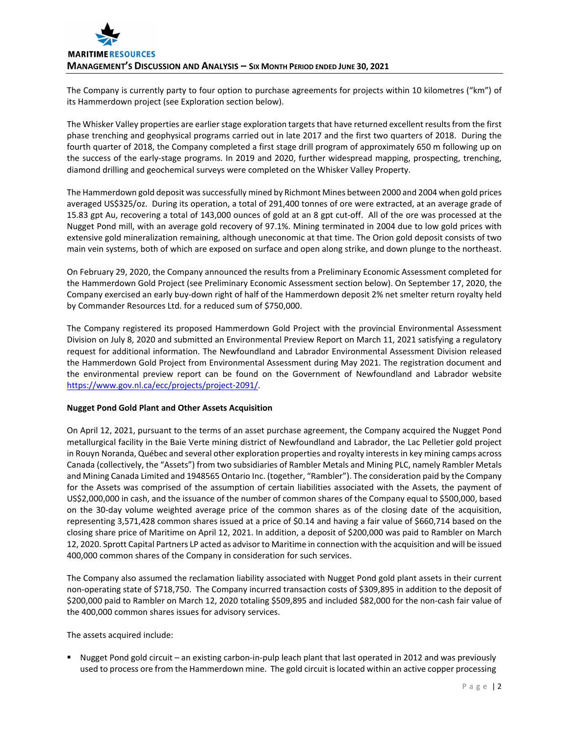The Company is currently party to four option to purchase agreements for projects within 10 kilometres ("km") of its Hammerdown project (see Exploration section below).

The Whisker Valley properties are earlier stage exploration targets that have returned excellent results from the first phase trenching and geophysical programs carried out in late 2017 and the first two quarters of 2018. During the fourth quarter of 2018, the Company completed a first stage drill program of approximately 650 m following up on the success of the early-stage programs. In 2019 and 2020, further widespread mapping, prospecting, trenching, diamond drilling and geochemical surveys were completed on the Whisker Valley Property.

The Hammerdown gold deposit was successfully mined by Richmont Mines between 2000 and 2004 when gold prices averaged US$325/oz. During its operation, a total of 291,400 tonnes of ore were extracted, at an average grade of 15.83 gpt Au, recovering a total of 143,000 ounces of gold at an 8 gpt cut-off. All of the ore was processed at the Nugget Pond mill, with an average gold recovery of 97.1%. Mining terminated in 2004 due to low gold prices with extensive gold mineralization remaining, although uneconomic at that time. The Orion gold deposit consists of two main vein systems, both of which are exposed on surface and open along strike, and down plunge to the northeast.

On February 29, 2020, the Company announced the results from a Preliminary Economic Assessment completed for the Hammerdown Gold Project (see Preliminary Economic Assessment section below). On September 17, 2020, the Company exercised an early buy-down right of half of the Hammerdown deposit 2% net smelter return royalty held by Commander Resources Ltd. for a reduced sum of $750,000.

The Company registered its proposed Hammerdown Gold Project with the provincial Environmental Assessment Division on July 8, 2020 and submitted an Environmental Preview Report on March 11, 2021 satisfying a regulatory request for additional information. The Newfoundland and Labrador Environmental Assessment Division released the Hammerdown Gold Project from Environmental Assessment during May 2021. The registration document and the environmental preview report can be found on the Government of Newfoundland and Labrador website https://www.gov.nl.ca/ecc/projects/project-2091/.

**Nugget Pond Gold Plant and Other Assets Acquisition**

On April 12, 2021, pursuant to the terms of an asset purchase agreement, the Company acquired the Nugget Pond metallurgical facility in the Baie Verte mining district of Newfoundland and Labrador, the Lac Pelletier gold project in Rouyn Noranda, Québec and several other exploration properties and royalty interests in key mining camps across Canada (collectively, the "Assets") from two subsidiaries of Rambler Metals and Mining PLC, namely Rambler Metals and Mining Canada Limited and 1948565 Ontario Inc. (together, "Rambler"). The consideration paid by the Company for the Assets was comprised of the assumption of certain liabilities associated with the Assets, the payment of US$2,000,000 in cash, and the issuance of the number of common shares of the Company equal to $500,000, based on the 30-day volume weighted average price of the common shares as of the closing date of the acquisition, representing 3,571,428 common shares issued at a price of $0.14 and having a fair value of $660,714 based on the closing share price of Maritime on April 12, 2021. In addition, a deposit of $200,000 was paid to Rambler on March 12, 2020. Sprott Capital Partners LP acted as advisor to Maritime in connection with the acquisition and will be issued 400,000 common shares of the Company in consideration for such services.

The Company also assumed the reclamation liability associated with Nugget Pond gold plant assets in their current non-operating state of $718,750. The Company incurred transaction costs of $309,895 in addition to the deposit of $200,000 paid to Rambler on March 12, 2020 totaling $509,895 and included $82,000 for the non-cash fair value of the 400,000 common shares issues for advisory services.

The assets acquired include:

- Nugget Pond gold circuit – an existing carbon-in-pulp leach plant that last operated in 2012 and was previously used to process ore from the Hammerdown mine. The gold circuit is located within an active copper processing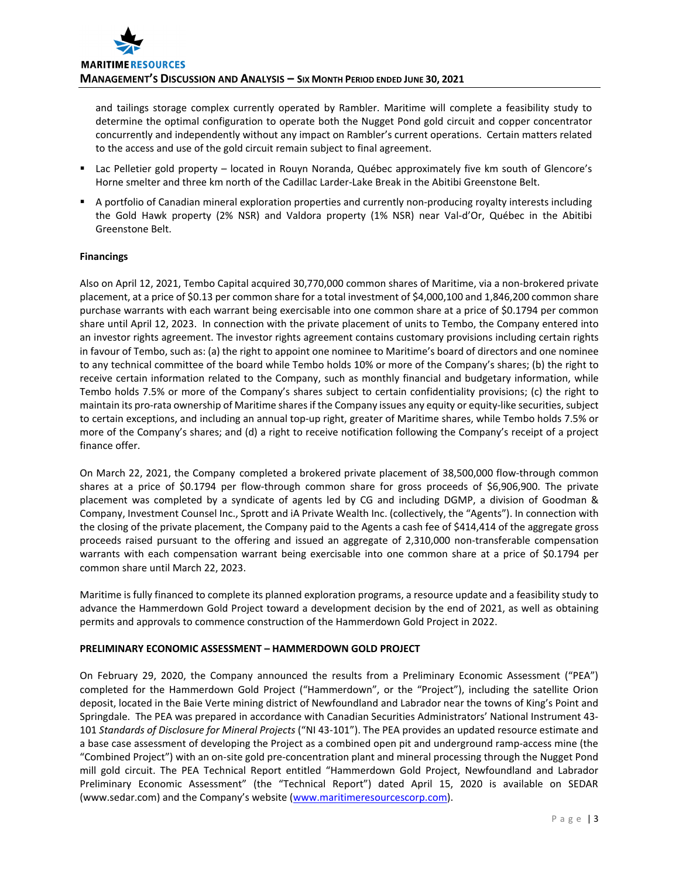and tailings storage complex currently operated by Rambler. Maritime will complete a feasibility study to determine the optimal configuration to operate both the Nugget Pond gold circuit and copper concentrator concurrently and independently without any impact on Rambler's current operations. Certain matters related to the access and use of the gold circuit remain subject to final agreement.

- Lac Pelletier gold property – located in Rouyn Noranda, Québec approximately five km south of Glencore's Horne smelter and three km north of the Cadillac Larder-Lake Break in the Abitibi Greenstone Belt.
- A portfolio of Canadian mineral exploration properties and currently non-producing royalty interests including the Gold Hawk property (2% NSR) and Valdora property (1% NSR) near Val-d'Or, Québec in the Abitibi Greenstone Belt.

**Financings**

Also on April 12, 2021, Tembo Capital acquired 30,770,000 common shares of Maritime, via a non-brokered private placement, at a price of $0.13 per common share for a total investment of $4,000,100 and 1,846,200 common share purchase warrants with each warrant being exercisable into one common share at a price of $0.1794 per common share until April 12, 2023. In connection with the private placement of units to Tembo, the Company entered into an investor rights agreement. The investor rights agreement contains customary provisions including certain rights in favour of Tembo, such as: (a) the right to appoint one nominee to Maritime's board of directors and one nominee to any technical committee of the board while Tembo holds 10% or more of the Company's shares; (b) the right to receive certain information related to the Company, such as monthly financial and budgetary information, while Tembo holds 7.5% or more of the Company's shares subject to certain confidentiality provisions; (c) the right to maintain its pro-rata ownership of Maritime shares if the Company issues any equity or equity-like securities, subject to certain exceptions, and including an annual top-up right, greater of Maritime shares, while Tembo holds 7.5% or more of the Company's shares; and (d) a right to receive notification following the Company's receipt of a project finance offer.

On March 22, 2021, the Company completed a brokered private placement of 38,500,000 flow-through common shares at a price of $0.1794 per flow-through common share for gross proceeds of $6,906,900. The private placement was completed by a syndicate of agents led by CG and including DGMP, a division of Goodman & Company, Investment Counsel Inc., Sprott and iA Private Wealth Inc. (collectively, the "Agents"). In connection with the closing of the private placement, the Company paid to the Agents a cash fee of $414,414 of the aggregate gross proceeds raised pursuant to the offering and issued an aggregate of 2,310,000 non-transferable compensation warrants with each compensation warrant being exercisable into one common share at a price of $0.1794 per common share until March 22, 2023.

Maritime is fully financed to complete its planned exploration programs, a resource update and a feasibility study to advance the Hammerdown Gold Project toward a development decision by the end of 2021, as well as obtaining permits and approvals to commence construction of the Hammerdown Gold Project in 2022.

## PRELIMINARY ECONOMIC ASSESSMENT – HAMMERDOWN GOLD PROJECT

On February 29, 2020, the Company announced the results from a Preliminary Economic Assessment ("PEA") completed for the Hammerdown Gold Project ("Hammerdown", or the "Project"), including the satellite Orion deposit, located in the Baie Verte mining district of Newfoundland and Labrador near the towns of King's Point and Springdale. The PEA was prepared in accordance with Canadian Securities Administrators' National Instrument 43-101 *Standards of Disclosure for Mineral Projects* ("NI 43-101"). The PEA provides an updated resource estimate and a base case assessment of developing the Project as a combined open pit and underground ramp-access mine (the "Combined Project") with an on-site gold pre-concentration plant and mineral processing through the Nugget Pond mill gold circuit. The PEA Technical Report entitled "Hammerdown Gold Project, Newfoundland and Labrador Preliminary Economic Assessment" (the "Technical Report") dated April 15, 2020 is available on SEDAR (www.sedar.com) and the Company's website (www.maritimeresourcescorp.com).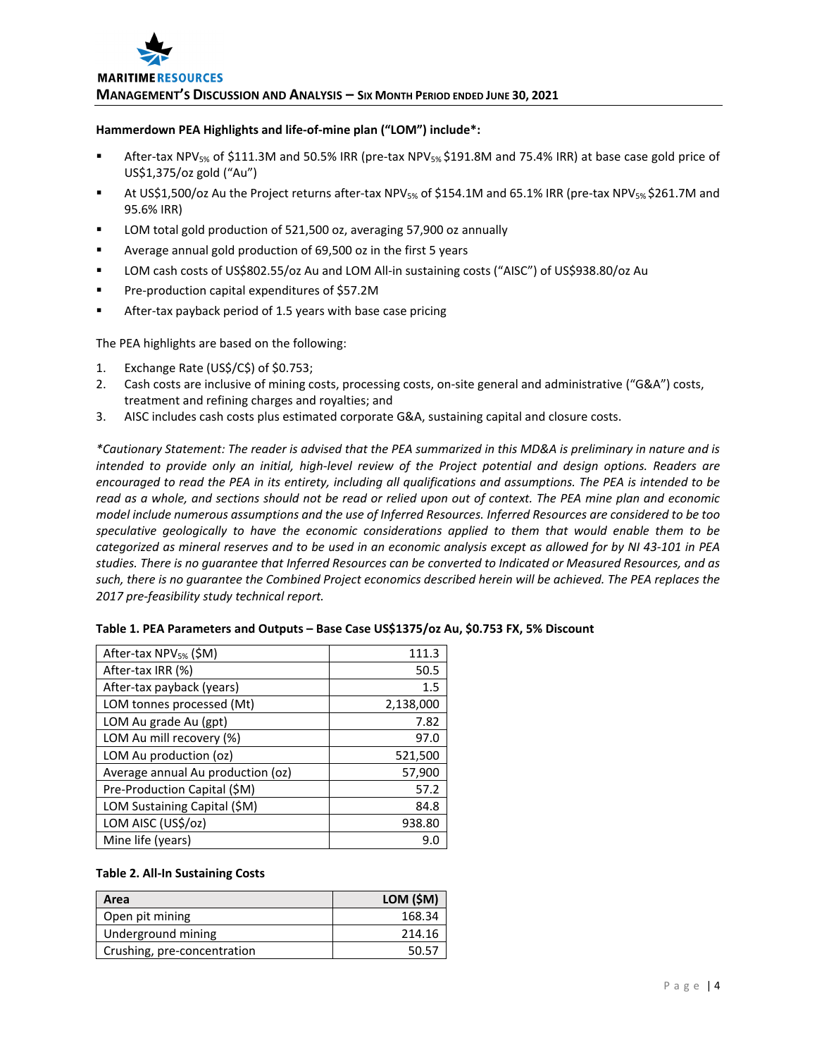**Hammerdown PEA Highlights and life-of-mine plan ("LOM") include*:**

- After-tax $NPV_{5\%}$ of $111.3M and 50.5% IRR (pre-tax $NPV_{5\%}$ $191.8M and 75.4% IRR) at base case gold price of US$1,375/oz gold ("Au")
- At US$1,500/oz Au the Project returns after-tax $NPV_{5\%}$ of $154.1M and 65.1% IRR (pre-tax $NPV_{5\%}$ $261.7M and 95.6% IRR)
- LOM total gold production of 521,500 oz, averaging 57,900 oz annually
- Average annual gold production of 69,500 oz in the first 5 years
- LOM cash costs of US$802.55/oz Au and LOM All-in sustaining costs ("AISC") of US$938.80/oz Au
- Pre-production capital expenditures of $57.2M
- After-tax payback period of 1.5 years with base case pricing

The PEA highlights are based on the following:

1. Exchange Rate (US$/C$) of $0.753;
2. Cash costs are inclusive of mining costs, processing costs, on-site general and administrative ("G&A") costs, treatment and refining charges and royalties; and
3. AISC includes cash costs plus estimated corporate G&A, sustaining capital and closure costs.

*\*Cautionary Statement: The reader is advised that the PEA summarized in this MD&A is preliminary in nature and is intended to provide only an initial, high-level review of the Project potential and design options. Readers are encouraged to read the PEA in its entirety, including all qualifications and assumptions. The PEA is intended to be read as a whole, and sections should not be read or relied upon out of context. The PEA mine plan and economic model include numerous assumptions and the use of Inferred Resources. Inferred Resources are considered to be too speculative geologically to have the economic considerations applied to them that would enable them to be categorized as mineral reserves and to be used in an economic analysis except as allowed for by NI 43-101 in PEA studies. There is no guarantee that Inferred Resources can be converted to Indicated or Measured Resources, and as such, there is no guarantee the Combined Project economics described herein will be achieved. The PEA replaces the 2017 pre-feasibility study technical report.*

**Table 1. PEA Parameters and Outputs – Base Case US$1375/oz Au, $0.753 FX, 5% Discount**

| | |
|---|---:|
| After-tax $NPV_{5\%}$ ($M) | 111.3 |
| After-tax IRR (%) | 50.5 |
| After-tax payback (years) | 1.5 |
| LOM tonnes processed (Mt) | 2,138,000 |
| LOM Au grade Au (gpt) | 7.82 |
| LOM Au mill recovery (%) | 97.0 |
| LOM Au production (oz) | 521,500 |
| Average annual Au production (oz) | 57,900 |
| Pre-Production Capital ($M) | 57.2 |
| LOM Sustaining Capital ($M) | 84.8 |
| LOM AISC (US$/oz) | 938.80 |
| Mine life (years) | 9.0 |

**Table 2. All-In Sustaining Costs**

| Area | LOM ($M) |
|---|---:|
| Open pit mining | 168.34 |
| Underground mining | 214.16 |
| Crushing, pre-concentration | 50.57 |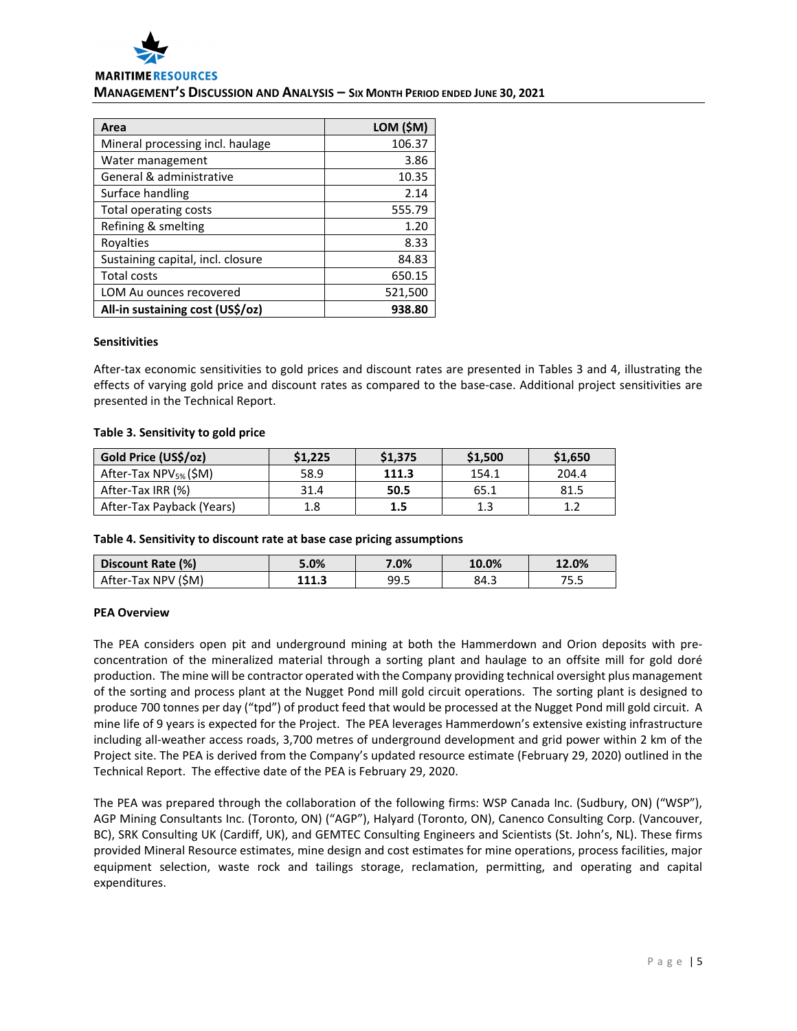| Area | LOM ($M) |
|---|---|
| Mineral processing incl. haulage | 106.37 |
| Water management | 3.86 |
| General & administrative | 10.35 |
| Surface handling | 2.14 |
| Total operating costs | 555.79 |
| Refining & smelting | 1.20 |
| Royalties | 8.33 |
| Sustaining capital, incl. closure | 84.83 |
| Total costs | 650.15 |
| LOM Au ounces recovered | 521,500 |
| **All-in sustaining cost (US$/oz)** | **938.80** |

**Sensitivities**

After-tax economic sensitivities to gold prices and discount rates are presented in Tables 3 and 4, illustrating the effects of varying gold price and discount rates as compared to the base-case. Additional project sensitivities are presented in the Technical Report.

**Table 3. Sensitivity to gold price**

| Gold Price (US$/oz) | $1,225 | $1,375 | $1,500 | $1,650 |
|---|---|---|---|---|
| After-Tax $NPV_{5\%}$ ($M) | 58.9 | **111.3** | 154.1 | 204.4 |
| After-Tax IRR (%) | 31.4 | **50.5** | 65.1 | 81.5 |
| After-Tax Payback (Years) | 1.8 | **1.5** | 1.3 | 1.2 |

**Table 4. Sensitivity to discount rate at base case pricing assumptions**

| Discount Rate (%) | 5.0% | 7.0% | 10.0% | 12.0% |
|---|---|---|---|---|
| After-Tax NPV ($M) | **111.3** | 99.5 | 84.3 | 75.5 |

**PEA Overview**

The PEA considers open pit and underground mining at both the Hammerdown and Orion deposits with pre-concentration of the mineralized material through a sorting plant and haulage to an offsite mill for gold doré production. The mine will be contractor operated with the Company providing technical oversight plus management of the sorting and process plant at the Nugget Pond mill gold circuit operations. The sorting plant is designed to produce 700 tonnes per day ("tpd") of product feed that would be processed at the Nugget Pond mill gold circuit. A mine life of 9 years is expected for the Project. The PEA leverages Hammerdown's extensive existing infrastructure including all-weather access roads, 3,700 metres of underground development and grid power within 2 km of the Project site. The PEA is derived from the Company's updated resource estimate (February 29, 2020) outlined in the Technical Report. The effective date of the PEA is February 29, 2020.

The PEA was prepared through the collaboration of the following firms: WSP Canada Inc. (Sudbury, ON) ("WSP"), AGP Mining Consultants Inc. (Toronto, ON) ("AGP"), Halyard (Toronto, ON), Canenco Consulting Corp. (Vancouver, BC), SRK Consulting UK (Cardiff, UK), and GEMTEC Consulting Engineers and Scientists (St. John's, NL). These firms provided Mineral Resource estimates, mine design and cost estimates for mine operations, process facilities, major equipment selection, waste rock and tailings storage, reclamation, permitting, and operating and capital expenditures.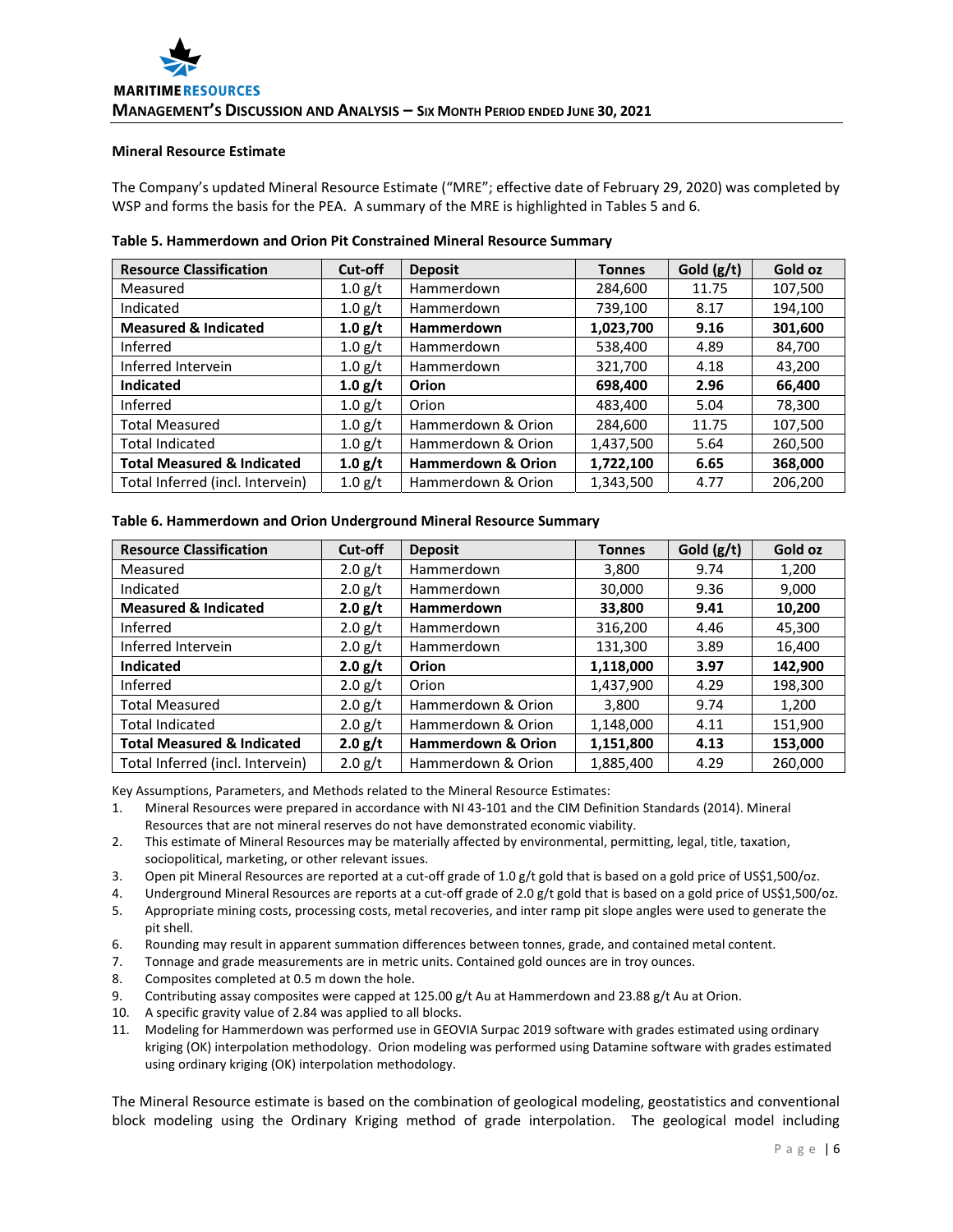### Mineral Resource Estimate

The Company's updated Mineral Resource Estimate ("MRE"; effective date of February 29, 2020) was completed by WSP and forms the basis for the PEA. A summary of the MRE is highlighted in Tables 5 and 6.

**Table 5. Hammerdown and Orion Pit Constrained Mineral Resource Summary**

| Resource Classification | Cut-off | Deposit | Tonnes | Gold (g/t) | Gold oz |
|---|---|---|---|---|---|
| Measured | 1.0 g/t | Hammerdown | 284,600 | 11.75 | 107,500 |
| Indicated | 1.0 g/t | Hammerdown | 739,100 | 8.17 | 194,100 |
| **Measured & Indicated** | **1.0 g/t** | **Hammerdown** | **1,023,700** | **9.16** | **301,600** |
| Inferred | 1.0 g/t | Hammerdown | 538,400 | 4.89 | 84,700 |
| Inferred Intervein | 1.0 g/t | Hammerdown | 321,700 | 4.18 | 43,200 |
| **Indicated** | **1.0 g/t** | **Orion** | **698,400** | **2.96** | **66,400** |
| Inferred | 1.0 g/t | Orion | 483,400 | 5.04 | 78,300 |
| Total Measured | 1.0 g/t | Hammerdown & Orion | 284,600 | 11.75 | 107,500 |
| Total Indicated | 1.0 g/t | Hammerdown & Orion | 1,437,500 | 5.64 | 260,500 |
| **Total Measured & Indicated** | **1.0 g/t** | **Hammerdown & Orion** | **1,722,100** | **6.65** | **368,000** |
| Total Inferred (incl. Intervein) | 1.0 g/t | Hammerdown & Orion | 1,343,500 | 4.77 | 206,200 |

**Table 6. Hammerdown and Orion Underground Mineral Resource Summary**

| Resource Classification | Cut-off | Deposit | Tonnes | Gold (g/t) | Gold oz |
|---|---|---|---|---|---|
| Measured | 2.0 g/t | Hammerdown | 3,800 | 9.74 | 1,200 |
| Indicated | 2.0 g/t | Hammerdown | 30,000 | 9.36 | 9,000 |
| **Measured & Indicated** | **2.0 g/t** | **Hammerdown** | **33,800** | **9.41** | **10,200** |
| Inferred | 2.0 g/t | Hammerdown | 316,200 | 4.46 | 45,300 |
| Inferred Intervein | 2.0 g/t | Hammerdown | 131,300 | 3.89 | 16,400 |
| **Indicated** | **2.0 g/t** | **Orion** | **1,118,000** | **3.97** | **142,900** |
| Inferred | 2.0 g/t | Orion | 1,437,900 | 4.29 | 198,300 |
| Total Measured | 2.0 g/t | Hammerdown & Orion | 3,800 | 9.74 | 1,200 |
| Total Indicated | 2.0 g/t | Hammerdown & Orion | 1,148,000 | 4.11 | 151,900 |
| **Total Measured & Indicated** | **2.0 g/t** | **Hammerdown & Orion** | **1,151,800** | **4.13** | **153,000** |
| Total Inferred (incl. Intervein) | 2.0 g/t | Hammerdown & Orion | 1,885,400 | 4.29 | 260,000 |

Key Assumptions, Parameters, and Methods related to the Mineral Resource Estimates:

1. Mineral Resources were prepared in accordance with NI 43-101 and the CIM Definition Standards (2014). Mineral Resources that are not mineral reserves do not have demonstrated economic viability.
2. This estimate of Mineral Resources may be materially affected by environmental, permitting, legal, title, taxation, sociopolitical, marketing, or other relevant issues.
3. Open pit Mineral Resources are reported at a cut-off grade of 1.0 g/t gold that is based on a gold price of US$1,500/oz.
4. Underground Mineral Resources are reports at a cut-off grade of 2.0 g/t gold that is based on a gold price of US$1,500/oz.
5. Appropriate mining costs, processing costs, metal recoveries, and inter ramp pit slope angles were used to generate the pit shell.
6. Rounding may result in apparent summation differences between tonnes, grade, and contained metal content.
7. Tonnage and grade measurements are in metric units. Contained gold ounces are in troy ounces.
8. Composites completed at 0.5 m down the hole.
9. Contributing assay composites were capped at 125.00 g/t Au at Hammerdown and 23.88 g/t Au at Orion.
10. A specific gravity value of 2.84 was applied to all blocks.
11. Modeling for Hammerdown was performed use in GEOVIA Surpac 2019 software with grades estimated using ordinary kriging (OK) interpolation methodology. Orion modeling was performed using Datamine software with grades estimated using ordinary kriging (OK) interpolation methodology.

The Mineral Resource estimate is based on the combination of geological modeling, geostatistics and conventional block modeling using the Ordinary Kriging method of grade interpolation. The geological model including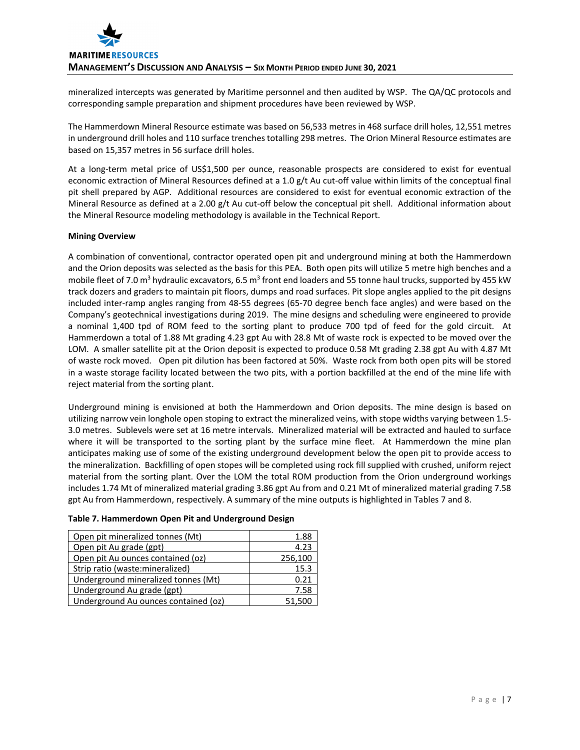mineralized intercepts was generated by Maritime personnel and then audited by WSP. The QA/QC protocols and corresponding sample preparation and shipment procedures have been reviewed by WSP.

The Hammerdown Mineral Resource estimate was based on 56,533 metres in 468 surface drill holes, 12,551 metres in underground drill holes and 110 surface trenches totalling 298 metres. The Orion Mineral Resource estimates are based on 15,357 metres in 56 surface drill holes.

At a long-term metal price of US$1,500 per ounce, reasonable prospects are considered to exist for eventual economic extraction of Mineral Resources defined at a 1.0 g/t Au cut-off value within limits of the conceptual final pit shell prepared by AGP. Additional resources are considered to exist for eventual economic extraction of the Mineral Resource as defined at a 2.00 g/t Au cut-off below the conceptual pit shell. Additional information about the Mineral Resource modeling methodology is available in the Technical Report.

**Mining Overview**

A combination of conventional, contractor operated open pit and underground mining at both the Hammerdown and the Orion deposits was selected as the basis for this PEA. Both open pits will utilize 5 metre high benches and a mobile fleet of 7.0 $m^3$ hydraulic excavators, 6.5 $m^3$ front end loaders and 55 tonne haul trucks, supported by 455 kW track dozers and graders to maintain pit floors, dumps and road surfaces. Pit slope angles applied to the pit designs included inter-ramp angles ranging from 48-55 degrees (65-70 degree bench face angles) and were based on the Company's geotechnical investigations during 2019. The mine designs and scheduling were engineered to provide a nominal 1,400 tpd of ROM feed to the sorting plant to produce 700 tpd of feed for the gold circuit. At Hammerdown a total of 1.88 Mt grading 4.23 gpt Au with 28.8 Mt of waste rock is expected to be moved over the LOM. A smaller satellite pit at the Orion deposit is expected to produce 0.58 Mt grading 2.38 gpt Au with 4.87 Mt of waste rock moved. Open pit dilution has been factored at 50%. Waste rock from both open pits will be stored in a waste storage facility located between the two pits, with a portion backfilled at the end of the mine life with reject material from the sorting plant.

Underground mining is envisioned at both the Hammerdown and Orion deposits. The mine design is based on utilizing narrow vein longhole open stoping to extract the mineralized veins, with stope widths varying between 1.5-3.0 metres. Sublevels were set at 16 metre intervals. Mineralized material will be extracted and hauled to surface where it will be transported to the sorting plant by the surface mine fleet. At Hammerdown the mine plan anticipates making use of some of the existing underground development below the open pit to provide access to the mineralization. Backfilling of open stopes will be completed using rock fill supplied with crushed, uniform reject material from the sorting plant. Over the LOM the total ROM production from the Orion underground workings includes 1.74 Mt of mineralized material grading 3.86 gpt Au from and 0.21 Mt of mineralized material grading 7.58 gpt Au from Hammerdown, respectively. A summary of the mine outputs is highlighted in Tables 7 and 8.

**Table 7. Hammerdown Open Pit and Underground Design**

| | |
|---|---:|
| Open pit mineralized tonnes (Mt) | 1.88 |
| Open pit Au grade (gpt) | 4.23 |
| Open pit Au ounces contained (oz) | 256,100 |
| Strip ratio (waste:mineralized) | 15.3 |
| Underground mineralized tonnes (Mt) | 0.21 |
| Underground Au grade (gpt) | 7.58 |
| Underground Au ounces contained (oz) | 51,500 |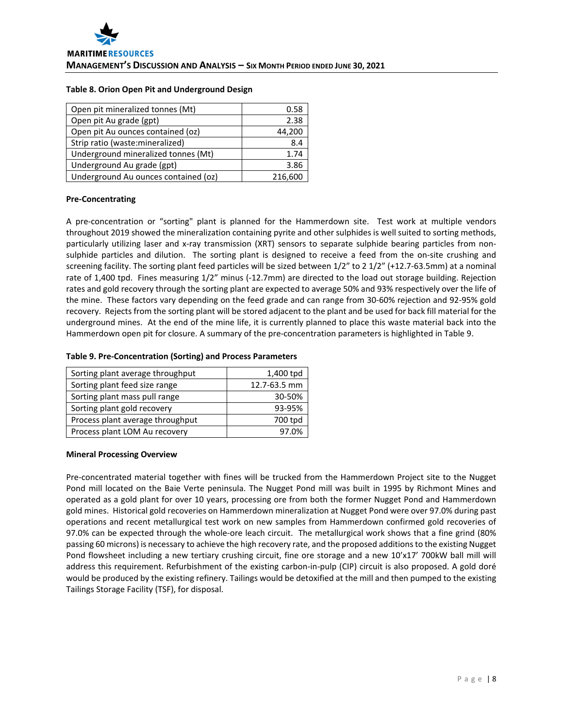**Table 8. Orion Open Pit and Underground Design**

| | |
|---|---|
| Open pit mineralized tonnes (Mt) | 0.58 |
| Open pit Au grade (gpt) | 2.38 |
| Open pit Au ounces contained (oz) | 44,200 |
| Strip ratio (waste:mineralized) | 8.4 |
| Underground mineralized tonnes (Mt) | 1.74 |
| Underground Au grade (gpt) | 3.86 |
| Underground Au ounces contained (oz) | 216,600 |

**Pre-Concentrating**

A pre-concentration or "sorting" plant is planned for the Hammerdown site. Test work at multiple vendors throughout 2019 showed the mineralization containing pyrite and other sulphides is well suited to sorting methods, particularly utilizing laser and x-ray transmission (XRT) sensors to separate sulphide bearing particles from non-sulphide particles and dilution. The sorting plant is designed to receive a feed from the on-site crushing and screening facility. The sorting plant feed particles will be sized between 1/2" to 2 1/2" (+12.7-63.5mm) at a nominal rate of 1,400 tpd. Fines measuring 1/2" minus (-12.7mm) are directed to the load out storage building. Rejection rates and gold recovery through the sorting plant are expected to average 50% and 93% respectively over the life of the mine. These factors vary depending on the feed grade and can range from 30-60% rejection and 92-95% gold recovery. Rejects from the sorting plant will be stored adjacent to the plant and be used for back fill material for the underground mines. At the end of the mine life, it is currently planned to place this waste material back into the Hammerdown open pit for closure. A summary of the pre-concentration parameters is highlighted in Table 9.

**Table 9. Pre-Concentration (Sorting) and Process Parameters**

| | |
|---|---|
| Sorting plant average throughput | 1,400 tpd |
| Sorting plant feed size range | 12.7-63.5 mm |
| Sorting plant mass pull range | 30-50% |
| Sorting plant gold recovery | 93-95% |
| Process plant average throughput | 700 tpd |
| Process plant LOM Au recovery | 97.0% |

**Mineral Processing Overview**

Pre-concentrated material together with fines will be trucked from the Hammerdown Project site to the Nugget Pond mill located on the Baie Verte peninsula. The Nugget Pond mill was built in 1995 by Richmont Mines and operated as a gold plant for over 10 years, processing ore from both the former Nugget Pond and Hammerdown gold mines. Historical gold recoveries on Hammerdown mineralization at Nugget Pond were over 97.0% during past operations and recent metallurgical test work on new samples from Hammerdown confirmed gold recoveries of 97.0% can be expected through the whole-ore leach circuit. The metallurgical work shows that a fine grind (80% passing 60 microns) is necessary to achieve the high recovery rate, and the proposed additions to the existing Nugget Pond flowsheet including a new tertiary crushing circuit, fine ore storage and a new 10'x17' 700kW ball mill will address this requirement. Refurbishment of the existing carbon-in-pulp (CIP) circuit is also proposed. A gold doré would be produced by the existing refinery. Tailings would be detoxified at the mill and then pumped to the existing Tailings Storage Facility (TSF), for disposal.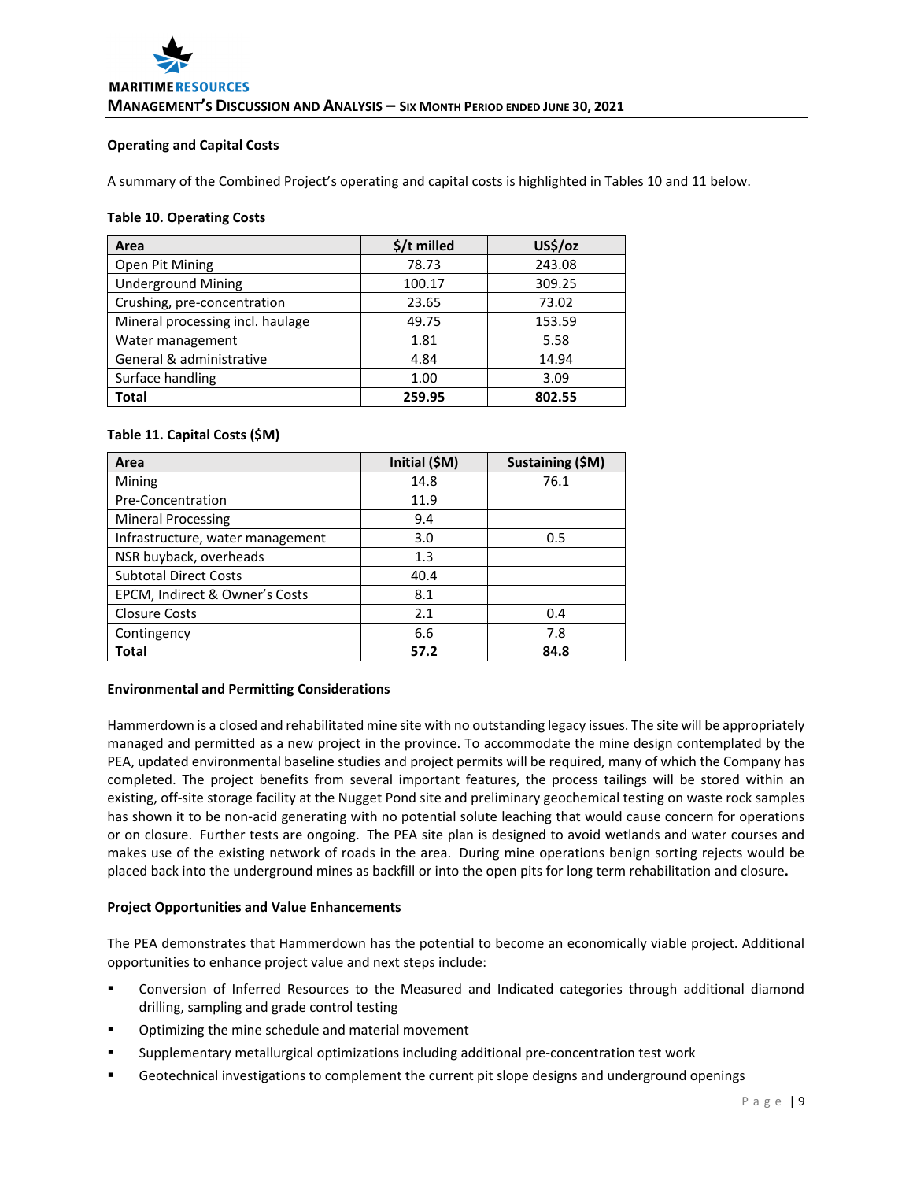### Operating and Capital Costs

A summary of the Combined Project's operating and capital costs is highlighted in Tables 10 and 11 below.

**Table 10. Operating Costs**

| Area | $/t milled | US$/oz |
|---|---|---|
| Open Pit Mining | 78.73 | 243.08 |
| Underground Mining | 100.17 | 309.25 |
| Crushing, pre-concentration | 23.65 | 73.02 |
| Mineral processing incl. haulage | 49.75 | 153.59 |
| Water management | 1.81 | 5.58 |
| General & administrative | 4.84 | 14.94 |
| Surface handling | 1.00 | 3.09 |
| **Total** | **259.95** | **802.55** |

**Table 11. Capital Costs ($M)**

| Area | Initial ($M) | Sustaining ($M) |
|---|---|---|
| Mining | 14.8 | 76.1 |
| Pre-Concentration | 11.9 | |
| Mineral Processing | 9.4 | |
| Infrastructure, water management | 3.0 | 0.5 |
| NSR buyback, overheads | 1.3 | |
| Subtotal Direct Costs | 40.4 | |
| EPCM, Indirect & Owner's Costs | 8.1 | |
| Closure Costs | 2.1 | 0.4 |
| Contingency | 6.6 | 7.8 |
| **Total** | **57.2** | **84.8** |

### Environmental and Permitting Considerations

Hammerdown is a closed and rehabilitated mine site with no outstanding legacy issues. The site will be appropriately managed and permitted as a new project in the province. To accommodate the mine design contemplated by the PEA, updated environmental baseline studies and project permits will be required, many of which the Company has completed. The project benefits from several important features, the process tailings will be stored within an existing, off-site storage facility at the Nugget Pond site and preliminary geochemical testing on waste rock samples has shown it to be non-acid generating with no potential solute leaching that would cause concern for operations or on closure. Further tests are ongoing. The PEA site plan is designed to avoid wetlands and water courses and makes use of the existing network of roads in the area. During mine operations benign sorting rejects would be placed back into the underground mines as backfill or into the open pits for long term rehabilitation and closure**.**

### Project Opportunities and Value Enhancements

The PEA demonstrates that Hammerdown has the potential to become an economically viable project. Additional opportunities to enhance project value and next steps include:

- Conversion of Inferred Resources to the Measured and Indicated categories through additional diamond drilling, sampling and grade control testing
- Optimizing the mine schedule and material movement
- Supplementary metallurgical optimizations including additional pre-concentration test work
- Geotechnical investigations to complement the current pit slope designs and underground openings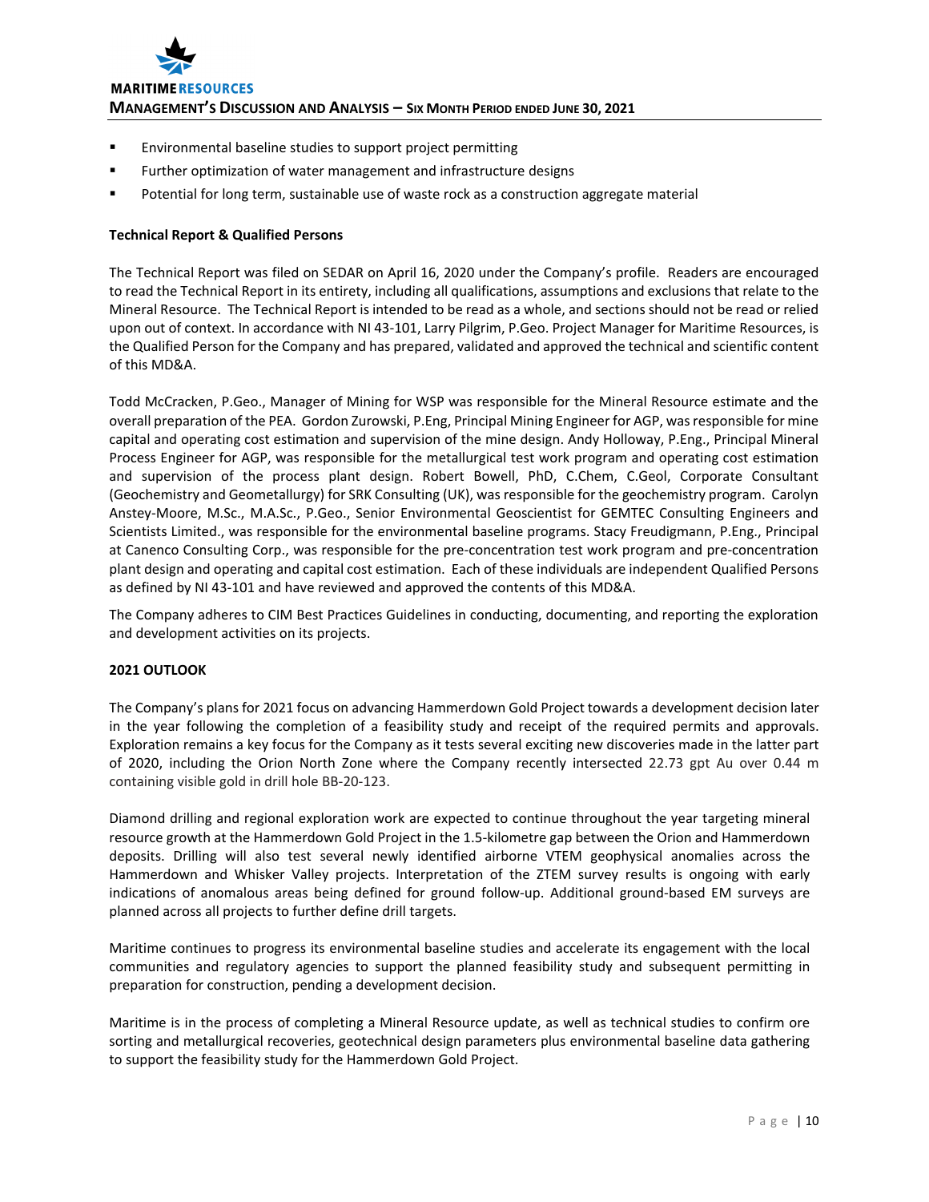- Environmental baseline studies to support project permitting
- Further optimization of water management and infrastructure designs
- Potential for long term, sustainable use of waste rock as a construction aggregate material

**Technical Report & Qualified Persons**

The Technical Report was filed on SEDAR on April 16, 2020 under the Company's profile. Readers are encouraged to read the Technical Report in its entirety, including all qualifications, assumptions and exclusions that relate to the Mineral Resource. The Technical Report is intended to be read as a whole, and sections should not be read or relied upon out of context. In accordance with NI 43-101, Larry Pilgrim, P.Geo. Project Manager for Maritime Resources, is the Qualified Person for the Company and has prepared, validated and approved the technical and scientific content of this MD&A.

Todd McCracken, P.Geo., Manager of Mining for WSP was responsible for the Mineral Resource estimate and the overall preparation of the PEA. Gordon Zurowski, P.Eng, Principal Mining Engineer for AGP, was responsible for mine capital and operating cost estimation and supervision of the mine design. Andy Holloway, P.Eng., Principal Mineral Process Engineer for AGP, was responsible for the metallurgical test work program and operating cost estimation and supervision of the process plant design. Robert Bowell, PhD, C.Chem, C.Geol, Corporate Consultant (Geochemistry and Geometallurgy) for SRK Consulting (UK), was responsible for the geochemistry program. Carolyn Anstey-Moore, M.Sc., M.A.Sc., P.Geo., Senior Environmental Geoscientist for GEMTEC Consulting Engineers and Scientists Limited., was responsible for the environmental baseline programs. Stacy Freudigmann, P.Eng., Principal at Canenco Consulting Corp., was responsible for the pre-concentration test work program and pre-concentration plant design and operating and capital cost estimation. Each of these individuals are independent Qualified Persons as defined by NI 43-101 and have reviewed and approved the contents of this MD&A.

The Company adheres to CIM Best Practices Guidelines in conducting, documenting, and reporting the exploration and development activities on its projects.

**2021 OUTLOOK**

The Company's plans for 2021 focus on advancing Hammerdown Gold Project towards a development decision later in the year following the completion of a feasibility study and receipt of the required permits and approvals. Exploration remains a key focus for the Company as it tests several exciting new discoveries made in the latter part of 2020, including the Orion North Zone where the Company recently intersected 22.73 gpt Au over 0.44 m containing visible gold in drill hole BB-20-123.

Diamond drilling and regional exploration work are expected to continue throughout the year targeting mineral resource growth at the Hammerdown Gold Project in the 1.5-kilometre gap between the Orion and Hammerdown deposits. Drilling will also test several newly identified airborne VTEM geophysical anomalies across the Hammerdown and Whisker Valley projects. Interpretation of the ZTEM survey results is ongoing with early indications of anomalous areas being defined for ground follow-up. Additional ground-based EM surveys are planned across all projects to further define drill targets.

Maritime continues to progress its environmental baseline studies and accelerate its engagement with the local communities and regulatory agencies to support the planned feasibility study and subsequent permitting in preparation for construction, pending a development decision.

Maritime is in the process of completing a Mineral Resource update, as well as technical studies to confirm ore sorting and metallurgical recoveries, geotechnical design parameters plus environmental baseline data gathering to support the feasibility study for the Hammerdown Gold Project.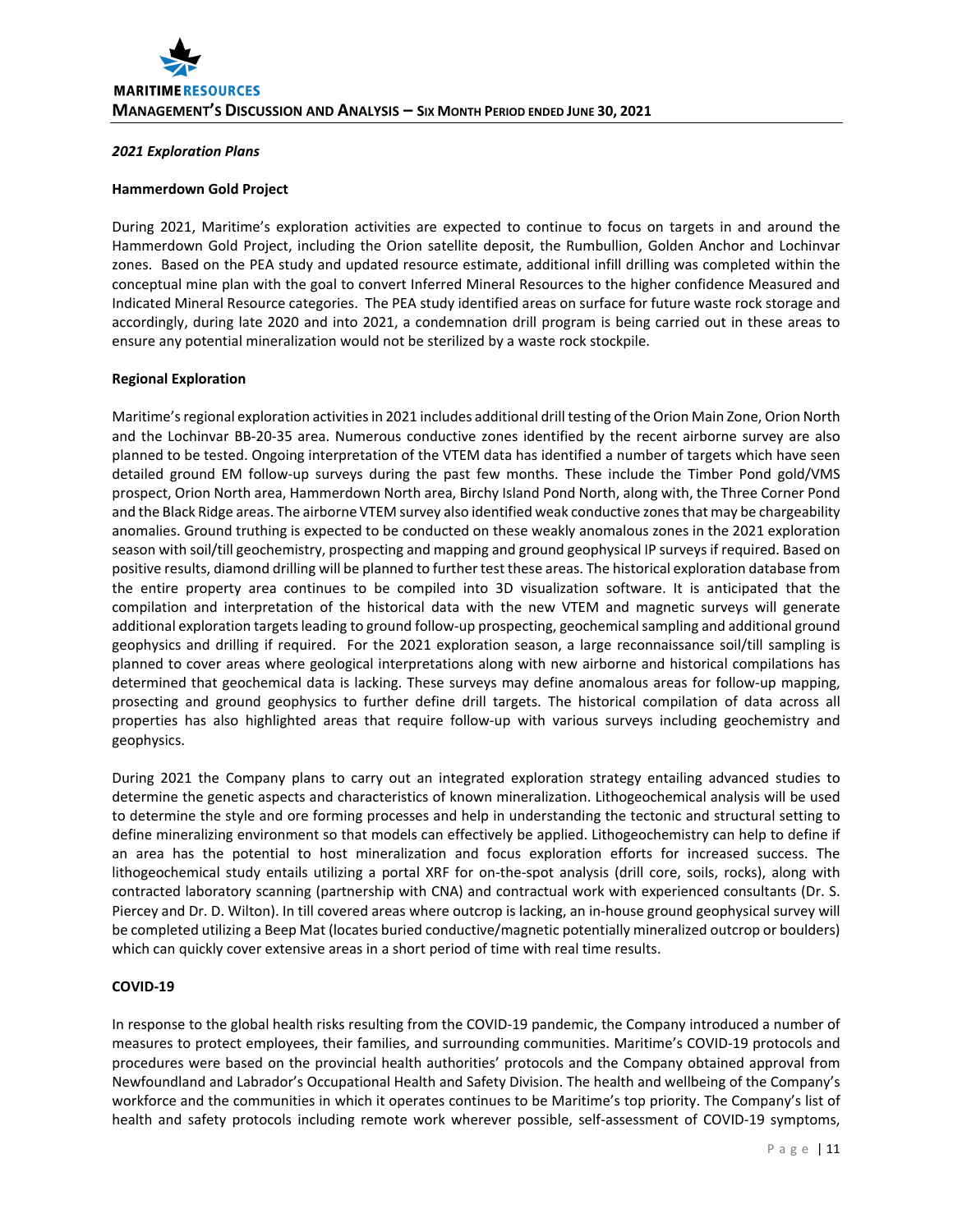*2021 Exploration Plans*

**Hammerdown Gold Project**

During 2021, Maritime's exploration activities are expected to continue to focus on targets in and around the Hammerdown Gold Project, including the Orion satellite deposit, the Rumbullion, Golden Anchor and Lochinvar zones. Based on the PEA study and updated resource estimate, additional infill drilling was completed within the conceptual mine plan with the goal to convert Inferred Mineral Resources to the higher confidence Measured and Indicated Mineral Resource categories. The PEA study identified areas on surface for future waste rock storage and accordingly, during late 2020 and into 2021, a condemnation drill program is being carried out in these areas to ensure any potential mineralization would not be sterilized by a waste rock stockpile.

**Regional Exploration**

Maritime's regional exploration activities in 2021 includes additional drill testing of the Orion Main Zone, Orion North and the Lochinvar BB-20-35 area. Numerous conductive zones identified by the recent airborne survey are also planned to be tested. Ongoing interpretation of the VTEM data has identified a number of targets which have seen detailed ground EM follow-up surveys during the past few months. These include the Timber Pond gold/VMS prospect, Orion North area, Hammerdown North area, Birchy Island Pond North, along with, the Three Corner Pond and the Black Ridge areas. The airborne VTEM survey also identified weak conductive zones that may be chargeability anomalies. Ground truthing is expected to be conducted on these weakly anomalous zones in the 2021 exploration season with soil/till geochemistry, prospecting and mapping and ground geophysical IP surveys if required. Based on positive results, diamond drilling will be planned to further test these areas. The historical exploration database from the entire property area continues to be compiled into 3D visualization software. It is anticipated that the compilation and interpretation of the historical data with the new VTEM and magnetic surveys will generate additional exploration targets leading to ground follow-up prospecting, geochemical sampling and additional ground geophysics and drilling if required. For the 2021 exploration season, a large reconnaissance soil/till sampling is planned to cover areas where geological interpretations along with new airborne and historical compilations has determined that geochemical data is lacking. These surveys may define anomalous areas for follow-up mapping, prosecting and ground geophysics to further define drill targets. The historical compilation of data across all properties has also highlighted areas that require follow-up with various surveys including geochemistry and geophysics.

During 2021 the Company plans to carry out an integrated exploration strategy entailing advanced studies to determine the genetic aspects and characteristics of known mineralization. Lithogeochemical analysis will be used to determine the style and ore forming processes and help in understanding the tectonic and structural setting to define mineralizing environment so that models can effectively be applied. Lithogeochemistry can help to define if an area has the potential to host mineralization and focus exploration efforts for increased success. The lithogeochemical study entails utilizing a portal XRF for on-the-spot analysis (drill core, soils, rocks), along with contracted laboratory scanning (partnership with CNA) and contractual work with experienced consultants (Dr. S. Piercey and Dr. D. Wilton). In till covered areas where outcrop is lacking, an in-house ground geophysical survey will be completed utilizing a Beep Mat (locates buried conductive/magnetic potentially mineralized outcrop or boulders) which can quickly cover extensive areas in a short period of time with real time results.

**COVID-19**

In response to the global health risks resulting from the COVID-19 pandemic, the Company introduced a number of measures to protect employees, their families, and surrounding communities. Maritime's COVID-19 protocols and procedures were based on the provincial health authorities' protocols and the Company obtained approval from Newfoundland and Labrador's Occupational Health and Safety Division. The health and wellbeing of the Company's workforce and the communities in which it operates continues to be Maritime's top priority. The Company's list of health and safety protocols including remote work wherever possible, self-assessment of COVID-19 symptoms,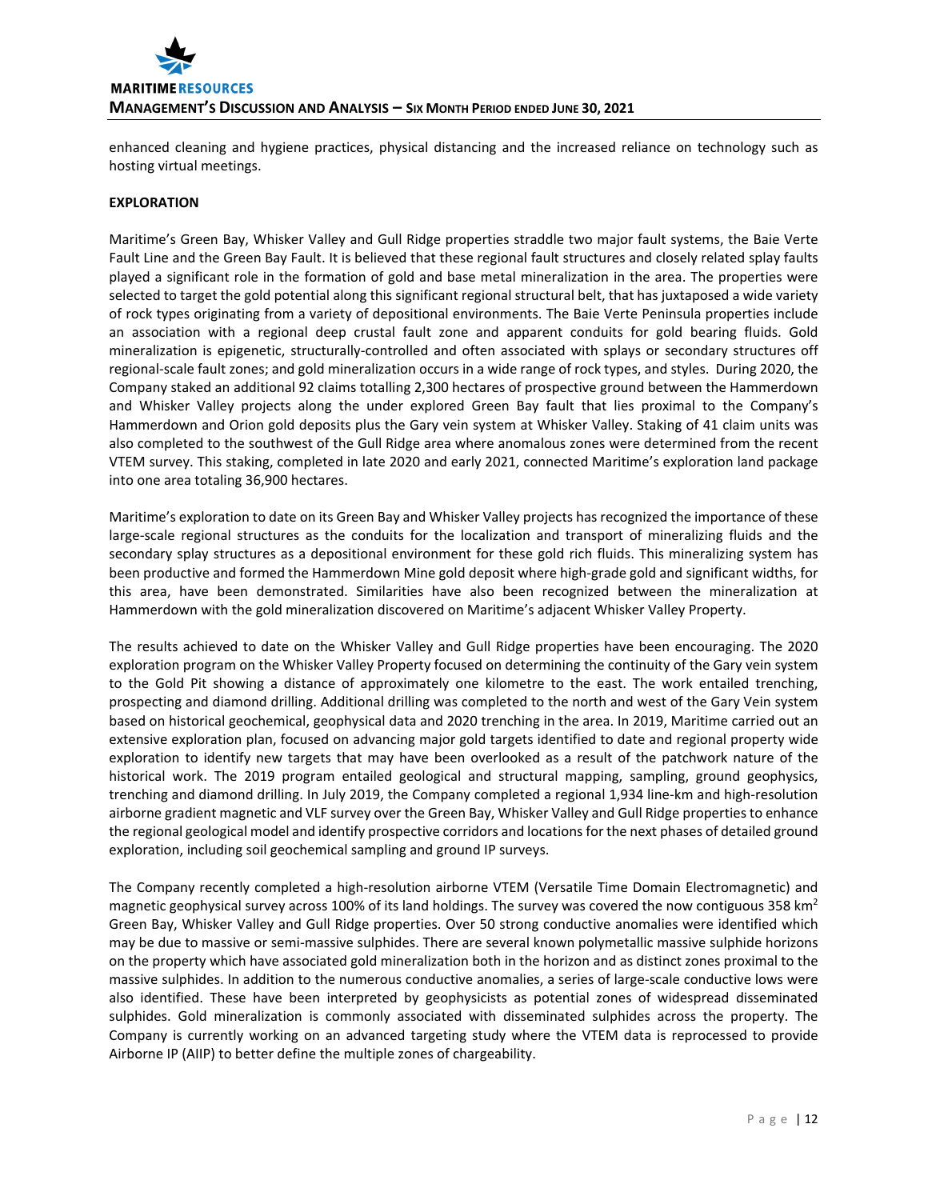enhanced cleaning and hygiene practices, physical distancing and the increased reliance on technology such as hosting virtual meetings.

**EXPLORATION**

Maritime's Green Bay, Whisker Valley and Gull Ridge properties straddle two major fault systems, the Baie Verte Fault Line and the Green Bay Fault. It is believed that these regional fault structures and closely related splay faults played a significant role in the formation of gold and base metal mineralization in the area. The properties were selected to target the gold potential along this significant regional structural belt, that has juxtaposed a wide variety of rock types originating from a variety of depositional environments. The Baie Verte Peninsula properties include an association with a regional deep crustal fault zone and apparent conduits for gold bearing fluids. Gold mineralization is epigenetic, structurally-controlled and often associated with splays or secondary structures off regional-scale fault zones; and gold mineralization occurs in a wide range of rock types, and styles. During 2020, the Company staked an additional 92 claims totalling 2,300 hectares of prospective ground between the Hammerdown and Whisker Valley projects along the under explored Green Bay fault that lies proximal to the Company's Hammerdown and Orion gold deposits plus the Gary vein system at Whisker Valley. Staking of 41 claim units was also completed to the southwest of the Gull Ridge area where anomalous zones were determined from the recent VTEM survey. This staking, completed in late 2020 and early 2021, connected Maritime's exploration land package into one area totaling 36,900 hectares.

Maritime's exploration to date on its Green Bay and Whisker Valley projects has recognized the importance of these large-scale regional structures as the conduits for the localization and transport of mineralizing fluids and the secondary splay structures as a depositional environment for these gold rich fluids. This mineralizing system has been productive and formed the Hammerdown Mine gold deposit where high-grade gold and significant widths, for this area, have been demonstrated. Similarities have also been recognized between the mineralization at Hammerdown with the gold mineralization discovered on Maritime's adjacent Whisker Valley Property.

The results achieved to date on the Whisker Valley and Gull Ridge properties have been encouraging. The 2020 exploration program on the Whisker Valley Property focused on determining the continuity of the Gary vein system to the Gold Pit showing a distance of approximately one kilometre to the east. The work entailed trenching, prospecting and diamond drilling. Additional drilling was completed to the north and west of the Gary Vein system based on historical geochemical, geophysical data and 2020 trenching in the area. In 2019, Maritime carried out an extensive exploration plan, focused on advancing major gold targets identified to date and regional property wide exploration to identify new targets that may have been overlooked as a result of the patchwork nature of the historical work. The 2019 program entailed geological and structural mapping, sampling, ground geophysics, trenching and diamond drilling. In July 2019, the Company completed a regional 1,934 line-km and high-resolution airborne gradient magnetic and VLF survey over the Green Bay, Whisker Valley and Gull Ridge properties to enhance the regional geological model and identify prospective corridors and locations for the next phases of detailed ground exploration, including soil geochemical sampling and ground IP surveys.

The Company recently completed a high-resolution airborne VTEM (Versatile Time Domain Electromagnetic) and magnetic geophysical survey across 100% of its land holdings. The survey was covered the now contiguous 358 km$^2$ Green Bay, Whisker Valley and Gull Ridge properties. Over 50 strong conductive anomalies were identified which may be due to massive or semi-massive sulphides. There are several known polymetallic massive sulphide horizons on the property which have associated gold mineralization both in the horizon and as distinct zones proximal to the massive sulphides. In addition to the numerous conductive anomalies, a series of large-scale conductive lows were also identified. These have been interpreted by geophysicists as potential zones of widespread disseminated sulphides. Gold mineralization is commonly associated with disseminated sulphides across the property. The Company is currently working on an advanced targeting study where the VTEM data is reprocessed to provide Airborne IP (AIIP) to better define the multiple zones of chargeability.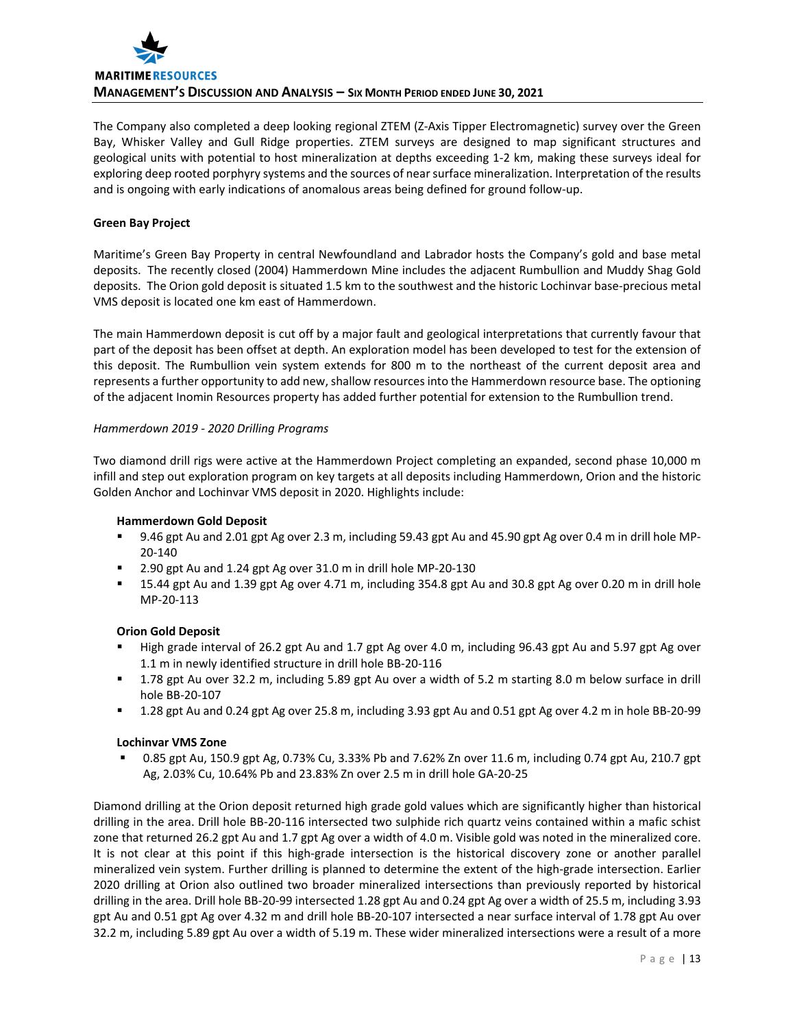The Company also completed a deep looking regional ZTEM (Z-Axis Tipper Electromagnetic) survey over the Green Bay, Whisker Valley and Gull Ridge properties. ZTEM surveys are designed to map significant structures and geological units with potential to host mineralization at depths exceeding 1-2 km, making these surveys ideal for exploring deep rooted porphyry systems and the sources of near surface mineralization. Interpretation of the results and is ongoing with early indications of anomalous areas being defined for ground follow-up.

**Green Bay Project**

Maritime's Green Bay Property in central Newfoundland and Labrador hosts the Company's gold and base metal deposits. The recently closed (2004) Hammerdown Mine includes the adjacent Rumbullion and Muddy Shag Gold deposits. The Orion gold deposit is situated 1.5 km to the southwest and the historic Lochinvar base-precious metal VMS deposit is located one km east of Hammerdown.

The main Hammerdown deposit is cut off by a major fault and geological interpretations that currently favour that part of the deposit has been offset at depth. An exploration model has been developed to test for the extension of this deposit. The Rumbullion vein system extends for 800 m to the northeast of the current deposit area and represents a further opportunity to add new, shallow resources into the Hammerdown resource base. The optioning of the adjacent Inomin Resources property has added further potential for extension to the Rumbullion trend.

*Hammerdown 2019 - 2020 Drilling Programs*

Two diamond drill rigs were active at the Hammerdown Project completing an expanded, second phase 10,000 m infill and step out exploration program on key targets at all deposits including Hammerdown, Orion and the historic Golden Anchor and Lochinvar VMS deposit in 2020. Highlights include:

**Hammerdown Gold Deposit**

- 9.46 gpt Au and 2.01 gpt Ag over 2.3 m, including 59.43 gpt Au and 45.90 gpt Ag over 0.4 m in drill hole MP-20-140
- 2.90 gpt Au and 1.24 gpt Ag over 31.0 m in drill hole MP-20-130
- 15.44 gpt Au and 1.39 gpt Ag over 4.71 m, including 354.8 gpt Au and 30.8 gpt Ag over 0.20 m in drill hole MP-20-113

**Orion Gold Deposit**

- High grade interval of 26.2 gpt Au and 1.7 gpt Ag over 4.0 m, including 96.43 gpt Au and 5.97 gpt Ag over 1.1 m in newly identified structure in drill hole BB-20-116
- 1.78 gpt Au over 32.2 m, including 5.89 gpt Au over a width of 5.2 m starting 8.0 m below surface in drill hole BB-20-107
- 1.28 gpt Au and 0.24 gpt Ag over 25.8 m, including 3.93 gpt Au and 0.51 gpt Ag over 4.2 m in hole BB-20-99

**Lochinvar VMS Zone**

- 0.85 gpt Au, 150.9 gpt Ag, 0.73% Cu, 3.33% Pb and 7.62% Zn over 11.6 m, including 0.74 gpt Au, 210.7 gpt Ag, 2.03% Cu, 10.64% Pb and 23.83% Zn over 2.5 m in drill hole GA-20-25

Diamond drilling at the Orion deposit returned high grade gold values which are significantly higher than historical drilling in the area. Drill hole BB-20-116 intersected two sulphide rich quartz veins contained within a mafic schist zone that returned 26.2 gpt Au and 1.7 gpt Ag over a width of 4.0 m. Visible gold was noted in the mineralized core. It is not clear at this point if this high-grade intersection is the historical discovery zone or another parallel mineralized vein system. Further drilling is planned to determine the extent of the high-grade intersection. Earlier 2020 drilling at Orion also outlined two broader mineralized intersections than previously reported by historical drilling in the area. Drill hole BB-20-99 intersected 1.28 gpt Au and 0.24 gpt Ag over a width of 25.5 m, including 3.93 gpt Au and 0.51 gpt Ag over 4.32 m and drill hole BB-20-107 intersected a near surface interval of 1.78 gpt Au over 32.2 m, including 5.89 gpt Au over a width of 5.19 m. These wider mineralized intersections were a result of a more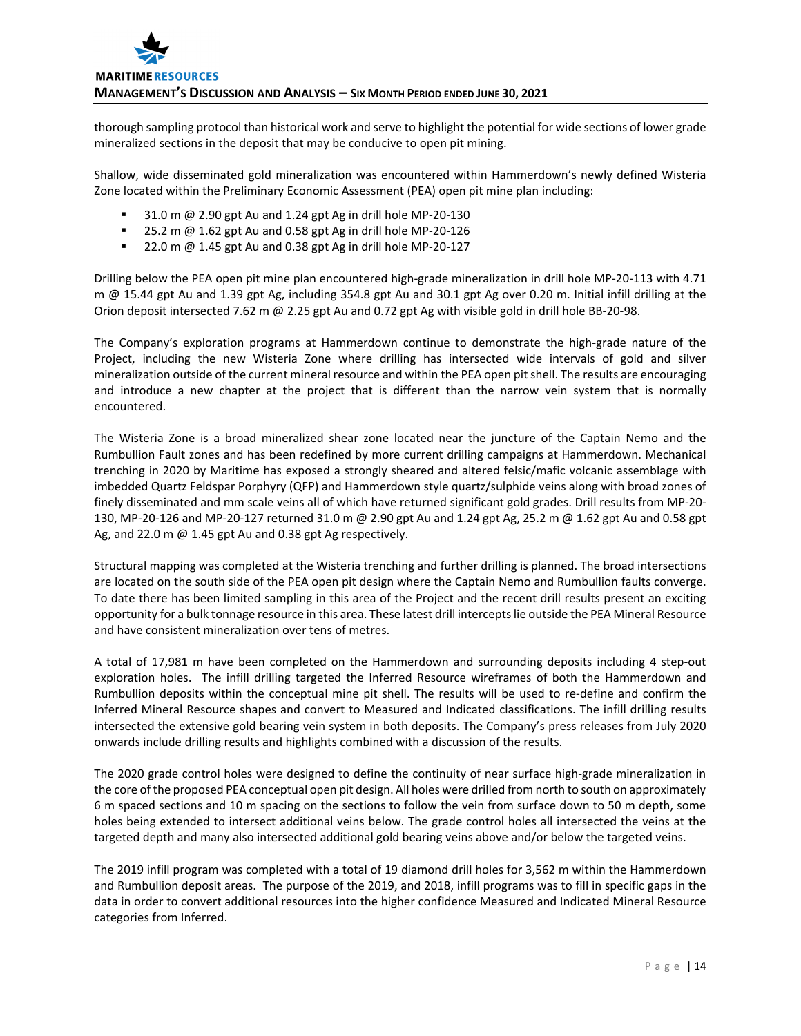thorough sampling protocol than historical work and serve to highlight the potential for wide sections of lower grade mineralized sections in the deposit that may be conducive to open pit mining.

Shallow, wide disseminated gold mineralization was encountered within Hammerdown's newly defined Wisteria Zone located within the Preliminary Economic Assessment (PEA) open pit mine plan including:

- 31.0 m @ 2.90 gpt Au and 1.24 gpt Ag in drill hole MP-20-130
- 25.2 m @ 1.62 gpt Au and 0.58 gpt Ag in drill hole MP-20-126
- 22.0 m @ 1.45 gpt Au and 0.38 gpt Ag in drill hole MP-20-127

Drilling below the PEA open pit mine plan encountered high-grade mineralization in drill hole MP-20-113 with 4.71 m @ 15.44 gpt Au and 1.39 gpt Ag, including 354.8 gpt Au and 30.1 gpt Ag over 0.20 m. Initial infill drilling at the Orion deposit intersected 7.62 m @ 2.25 gpt Au and 0.72 gpt Ag with visible gold in drill hole BB-20-98.

The Company's exploration programs at Hammerdown continue to demonstrate the high-grade nature of the Project, including the new Wisteria Zone where drilling has intersected wide intervals of gold and silver mineralization outside of the current mineral resource and within the PEA open pit shell. The results are encouraging and introduce a new chapter at the project that is different than the narrow vein system that is normally encountered.

The Wisteria Zone is a broad mineralized shear zone located near the juncture of the Captain Nemo and the Rumbullion Fault zones and has been redefined by more current drilling campaigns at Hammerdown. Mechanical trenching in 2020 by Maritime has exposed a strongly sheared and altered felsic/mafic volcanic assemblage with imbedded Quartz Feldspar Porphyry (QFP) and Hammerdown style quartz/sulphide veins along with broad zones of finely disseminated and mm scale veins all of which have returned significant gold grades. Drill results from MP-20-130, MP-20-126 and MP-20-127 returned 31.0 m @ 2.90 gpt Au and 1.24 gpt Ag, 25.2 m @ 1.62 gpt Au and 0.58 gpt Ag, and 22.0 m @ 1.45 gpt Au and 0.38 gpt Ag respectively.

Structural mapping was completed at the Wisteria trenching and further drilling is planned. The broad intersections are located on the south side of the PEA open pit design where the Captain Nemo and Rumbullion faults converge. To date there has been limited sampling in this area of the Project and the recent drill results present an exciting opportunity for a bulk tonnage resource in this area. These latest drill intercepts lie outside the PEA Mineral Resource and have consistent mineralization over tens of metres.

A total of 17,981 m have been completed on the Hammerdown and surrounding deposits including 4 step-out exploration holes. The infill drilling targeted the Inferred Resource wireframes of both the Hammerdown and Rumbullion deposits within the conceptual mine pit shell. The results will be used to re-define and confirm the Inferred Mineral Resource shapes and convert to Measured and Indicated classifications. The infill drilling results intersected the extensive gold bearing vein system in both deposits. The Company's press releases from July 2020 onwards include drilling results and highlights combined with a discussion of the results.

The 2020 grade control holes were designed to define the continuity of near surface high-grade mineralization in the core of the proposed PEA conceptual open pit design. All holes were drilled from north to south on approximately 6 m spaced sections and 10 m spacing on the sections to follow the vein from surface down to 50 m depth, some holes being extended to intersect additional veins below. The grade control holes all intersected the veins at the targeted depth and many also intersected additional gold bearing veins above and/or below the targeted veins.

The 2019 infill program was completed with a total of 19 diamond drill holes for 3,562 m within the Hammerdown and Rumbullion deposit areas. The purpose of the 2019, and 2018, infill programs was to fill in specific gaps in the data in order to convert additional resources into the higher confidence Measured and Indicated Mineral Resource categories from Inferred.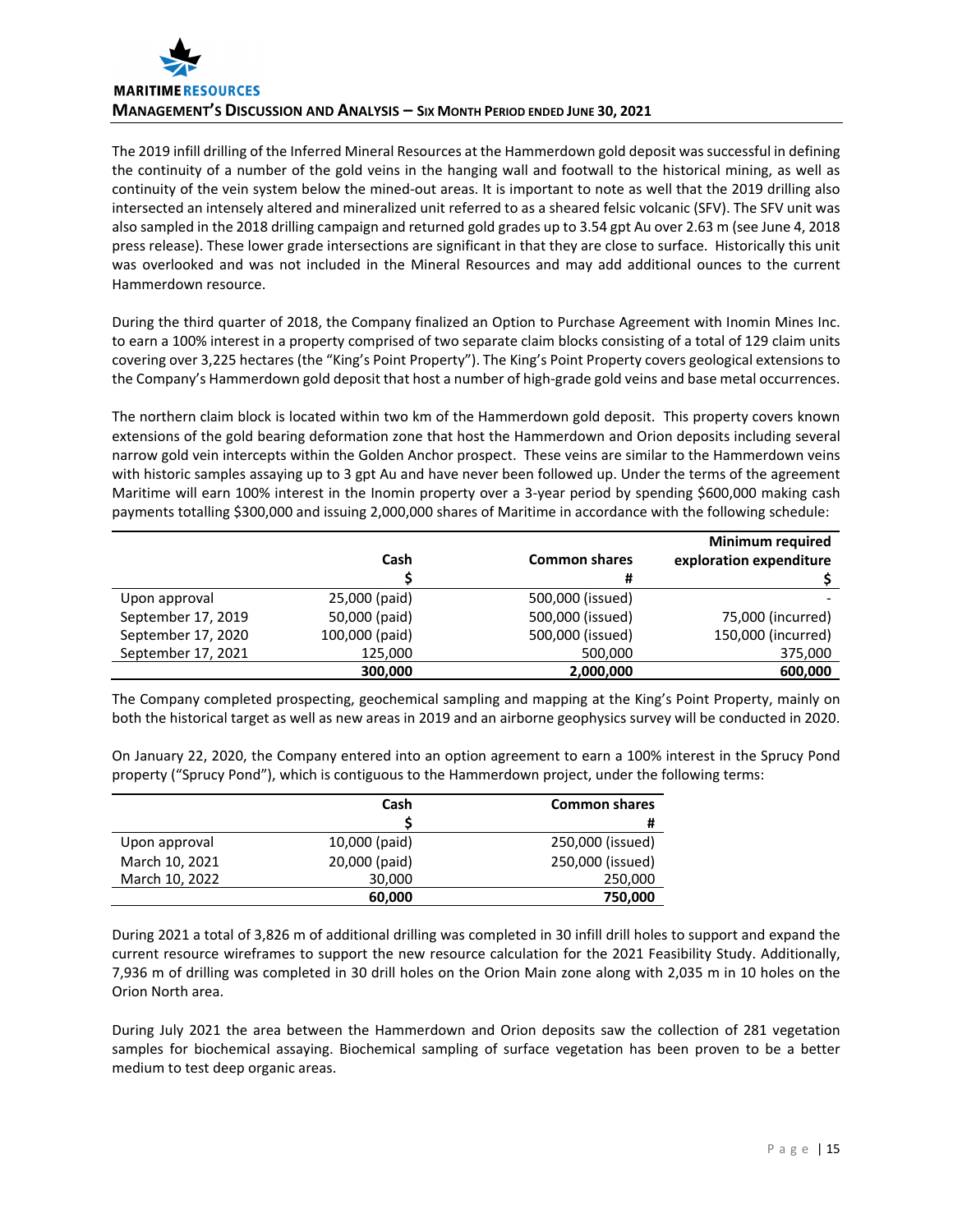The 2019 infill drilling of the Inferred Mineral Resources at the Hammerdown gold deposit was successful in defining the continuity of a number of the gold veins in the hanging wall and footwall to the historical mining, as well as continuity of the vein system below the mined-out areas. It is important to note as well that the 2019 drilling also intersected an intensely altered and mineralized unit referred to as a sheared felsic volcanic (SFV). The SFV unit was also sampled in the 2018 drilling campaign and returned gold grades up to 3.54 gpt Au over 2.63 m (see June 4, 2018 press release). These lower grade intersections are significant in that they are close to surface. Historically this unit was overlooked and was not included in the Mineral Resources and may add additional ounces to the current Hammerdown resource.

During the third quarter of 2018, the Company finalized an Option to Purchase Agreement with Inomin Mines Inc. to earn a 100% interest in a property comprised of two separate claim blocks consisting of a total of 129 claim units covering over 3,225 hectares (the "King's Point Property"). The King's Point Property covers geological extensions to the Company's Hammerdown gold deposit that host a number of high-grade gold veins and base metal occurrences.

The northern claim block is located within two km of the Hammerdown gold deposit. This property covers known extensions of the gold bearing deformation zone that host the Hammerdown and Orion deposits including several narrow gold vein intercepts within the Golden Anchor prospect. These veins are similar to the Hammerdown veins with historic samples assaying up to 3 gpt Au and have never been followed up. Under the terms of the agreement Maritime will earn 100% interest in the Inomin property over a 3-year period by spending $600,000 making cash payments totalling $300,000 and issuing 2,000,000 shares of Maritime in accordance with the following schedule:

| | Cash<br>$ | Common shares<br># | Minimum required exploration expenditure<br>$ |
|---|---|---|---|
| Upon approval | 25,000 (paid) | 500,000 (issued) | - |
| September 17, 2019 | 50,000 (paid) | 500,000 (issued) | 75,000 (incurred) |
| September 17, 2020 | 100,000 (paid) | 500,000 (issued) | 150,000 (incurred) |
| September 17, 2021 | 125,000 | 500,000 | 375,000 |
| | **300,000** | **2,000,000** | **600,000** |

The Company completed prospecting, geochemical sampling and mapping at the King's Point Property, mainly on both the historical target as well as new areas in 2019 and an airborne geophysics survey will be conducted in 2020.

On January 22, 2020, the Company entered into an option agreement to earn a 100% interest in the Sprucy Pond property ("Sprucy Pond"), which is contiguous to the Hammerdown project, under the following terms:

| | Cash<br>$ | Common shares<br># |
|---|---|---|
| Upon approval | 10,000 (paid) | 250,000 (issued) |
| March 10, 2021 | 20,000 (paid) | 250,000 (issued) |
| March 10, 2022 | 30,000 | 250,000 |
| | **60,000** | **750,000** |

During 2021 a total of 3,826 m of additional drilling was completed in 30 infill drill holes to support and expand the current resource wireframes to support the new resource calculation for the 2021 Feasibility Study. Additionally, 7,936 m of drilling was completed in 30 drill holes on the Orion Main zone along with 2,035 m in 10 holes on the Orion North area.

During July 2021 the area between the Hammerdown and Orion deposits saw the collection of 281 vegetation samples for biochemical assaying. Biochemical sampling of surface vegetation has been proven to be a better medium to test deep organic areas.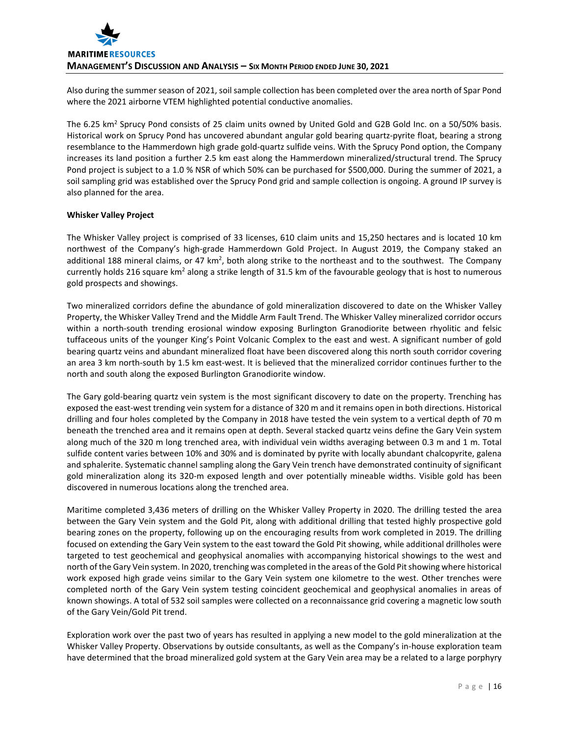Also during the summer season of 2021, soil sample collection has been completed over the area north of Spar Pond where the 2021 airborne VTEM highlighted potential conductive anomalies.

The 6.25 km$^2$ Sprucy Pond consists of 25 claim units owned by United Gold and G2B Gold Inc. on a 50/50% basis. Historical work on Sprucy Pond has uncovered abundant angular gold bearing quartz-pyrite float, bearing a strong resemblance to the Hammerdown high grade gold-quartz sulfide veins. With the Sprucy Pond option, the Company increases its land position a further 2.5 km east along the Hammerdown mineralized/structural trend. The Sprucy Pond project is subject to a 1.0 % NSR of which 50% can be purchased for $500,000. During the summer of 2021, a soil sampling grid was established over the Sprucy Pond grid and sample collection is ongoing. A ground IP survey is also planned for the area.

**Whisker Valley Project**

The Whisker Valley project is comprised of 33 licenses, 610 claim units and 15,250 hectares and is located 10 km northwest of the Company's high-grade Hammerdown Gold Project. In August 2019, the Company staked an additional 188 mineral claims, or 47 km$^2$, both along strike to the northeast and to the southwest. The Company currently holds 216 square km$^2$ along a strike length of 31.5 km of the favourable geology that is host to numerous gold prospects and showings.

Two mineralized corridors define the abundance of gold mineralization discovered to date on the Whisker Valley Property, the Whisker Valley Trend and the Middle Arm Fault Trend. The Whisker Valley mineralized corridor occurs within a north-south trending erosional window exposing Burlington Granodiorite between rhyolitic and felsic tuffaceous units of the younger King's Point Volcanic Complex to the east and west. A significant number of gold bearing quartz veins and abundant mineralized float have been discovered along this north south corridor covering an area 3 km north-south by 1.5 km east-west. It is believed that the mineralized corridor continues further to the north and south along the exposed Burlington Granodiorite window.

The Gary gold-bearing quartz vein system is the most significant discovery to date on the property. Trenching has exposed the east-west trending vein system for a distance of 320 m and it remains open in both directions. Historical drilling and four holes completed by the Company in 2018 have tested the vein system to a vertical depth of 70 m beneath the trenched area and it remains open at depth. Several stacked quartz veins define the Gary Vein system along much of the 320 m long trenched area, with individual vein widths averaging between 0.3 m and 1 m. Total sulfide content varies between 10% and 30% and is dominated by pyrite with locally abundant chalcopyrite, galena and sphalerite. Systematic channel sampling along the Gary Vein trench have demonstrated continuity of significant gold mineralization along its 320-m exposed length and over potentially mineable widths. Visible gold has been discovered in numerous locations along the trenched area.

Maritime completed 3,436 meters of drilling on the Whisker Valley Property in 2020. The drilling tested the area between the Gary Vein system and the Gold Pit, along with additional drilling that tested highly prospective gold bearing zones on the property, following up on the encouraging results from work completed in 2019. The drilling focused on extending the Gary Vein system to the east toward the Gold Pit showing, while additional drillholes were targeted to test geochemical and geophysical anomalies with accompanying historical showings to the west and north of the Gary Vein system. In 2020, trenching was completed in the areas of the Gold Pit showing where historical work exposed high grade veins similar to the Gary Vein system one kilometre to the west. Other trenches were completed north of the Gary Vein system testing coincident geochemical and geophysical anomalies in areas of known showings. A total of 532 soil samples were collected on a reconnaissance grid covering a magnetic low south of the Gary Vein/Gold Pit trend.

Exploration work over the past two of years has resulted in applying a new model to the gold mineralization at the Whisker Valley Property. Observations by outside consultants, as well as the Company's in-house exploration team have determined that the broad mineralized gold system at the Gary Vein area may be a related to a large porphyry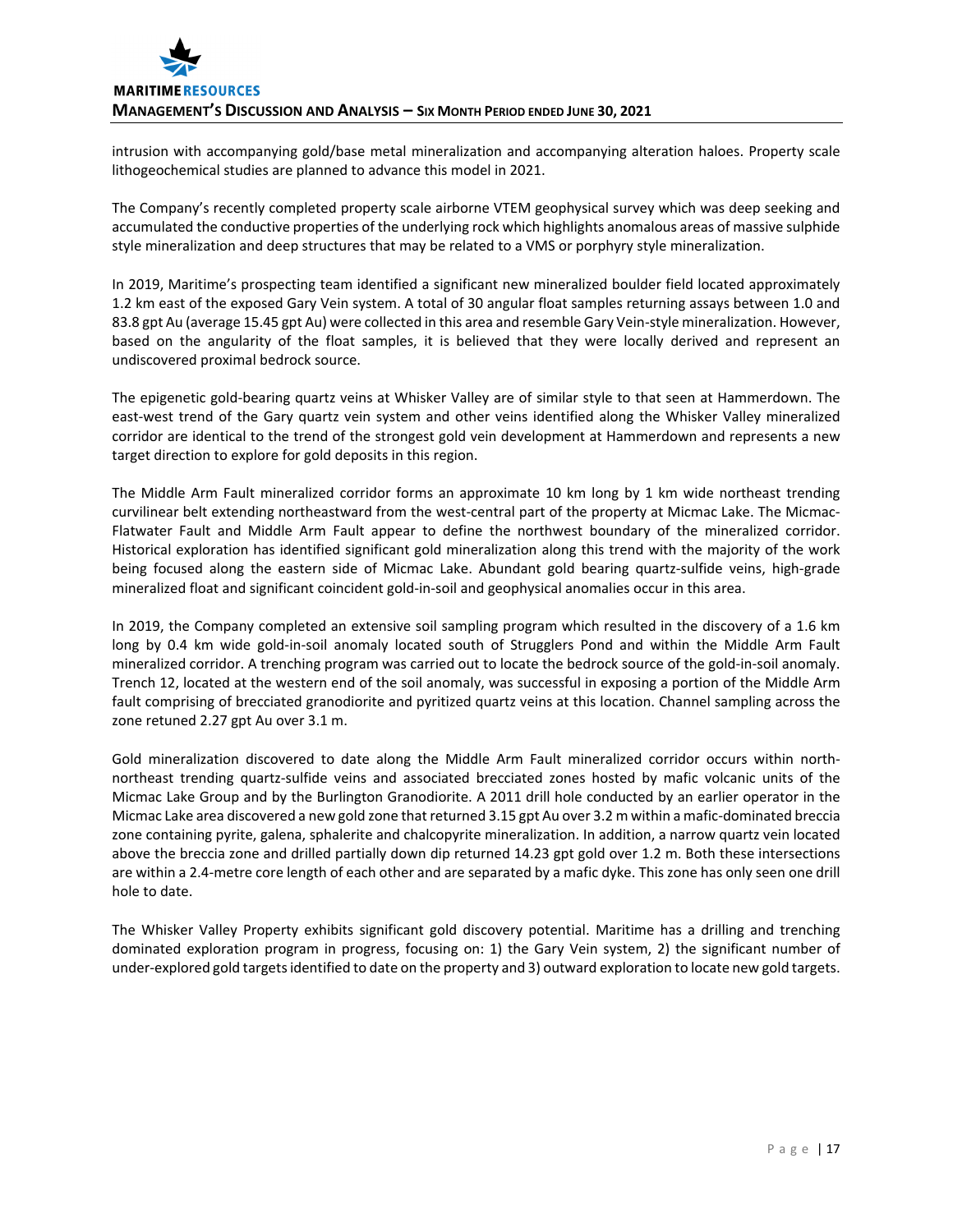intrusion with accompanying gold/base metal mineralization and accompanying alteration haloes. Property scale lithogeochemical studies are planned to advance this model in 2021.

The Company's recently completed property scale airborne VTEM geophysical survey which was deep seeking and accumulated the conductive properties of the underlying rock which highlights anomalous areas of massive sulphide style mineralization and deep structures that may be related to a VMS or porphyry style mineralization.

In 2019, Maritime's prospecting team identified a significant new mineralized boulder field located approximately 1.2 km east of the exposed Gary Vein system. A total of 30 angular float samples returning assays between 1.0 and 83.8 gpt Au (average 15.45 gpt Au) were collected in this area and resemble Gary Vein-style mineralization. However, based on the angularity of the float samples, it is believed that they were locally derived and represent an undiscovered proximal bedrock source.

The epigenetic gold-bearing quartz veins at Whisker Valley are of similar style to that seen at Hammerdown. The east-west trend of the Gary quartz vein system and other veins identified along the Whisker Valley mineralized corridor are identical to the trend of the strongest gold vein development at Hammerdown and represents a new target direction to explore for gold deposits in this region.

The Middle Arm Fault mineralized corridor forms an approximate 10 km long by 1 km wide northeast trending curvilinear belt extending northeastward from the west-central part of the property at Micmac Lake. The Micmac-Flatwater Fault and Middle Arm Fault appear to define the northwest boundary of the mineralized corridor. Historical exploration has identified significant gold mineralization along this trend with the majority of the work being focused along the eastern side of Micmac Lake. Abundant gold bearing quartz-sulfide veins, high-grade mineralized float and significant coincident gold-in-soil and geophysical anomalies occur in this area.

In 2019, the Company completed an extensive soil sampling program which resulted in the discovery of a 1.6 km long by 0.4 km wide gold-in-soil anomaly located south of Strugglers Pond and within the Middle Arm Fault mineralized corridor. A trenching program was carried out to locate the bedrock source of the gold-in-soil anomaly. Trench 12, located at the western end of the soil anomaly, was successful in exposing a portion of the Middle Arm fault comprising of brecciated granodiorite and pyritized quartz veins at this location. Channel sampling across the zone retuned 2.27 gpt Au over 3.1 m.

Gold mineralization discovered to date along the Middle Arm Fault mineralized corridor occurs within north-northeast trending quartz-sulfide veins and associated brecciated zones hosted by mafic volcanic units of the Micmac Lake Group and by the Burlington Granodiorite. A 2011 drill hole conducted by an earlier operator in the Micmac Lake area discovered a new gold zone that returned 3.15 gpt Au over 3.2 m within a mafic-dominated breccia zone containing pyrite, galena, sphalerite and chalcopyrite mineralization. In addition, a narrow quartz vein located above the breccia zone and drilled partially down dip returned 14.23 gpt gold over 1.2 m. Both these intersections are within a 2.4-metre core length of each other and are separated by a mafic dyke. This zone has only seen one drill hole to date.

The Whisker Valley Property exhibits significant gold discovery potential. Maritime has a drilling and trenching dominated exploration program in progress, focusing on: 1) the Gary Vein system, 2) the significant number of under-explored gold targets identified to date on the property and 3) outward exploration to locate new gold targets.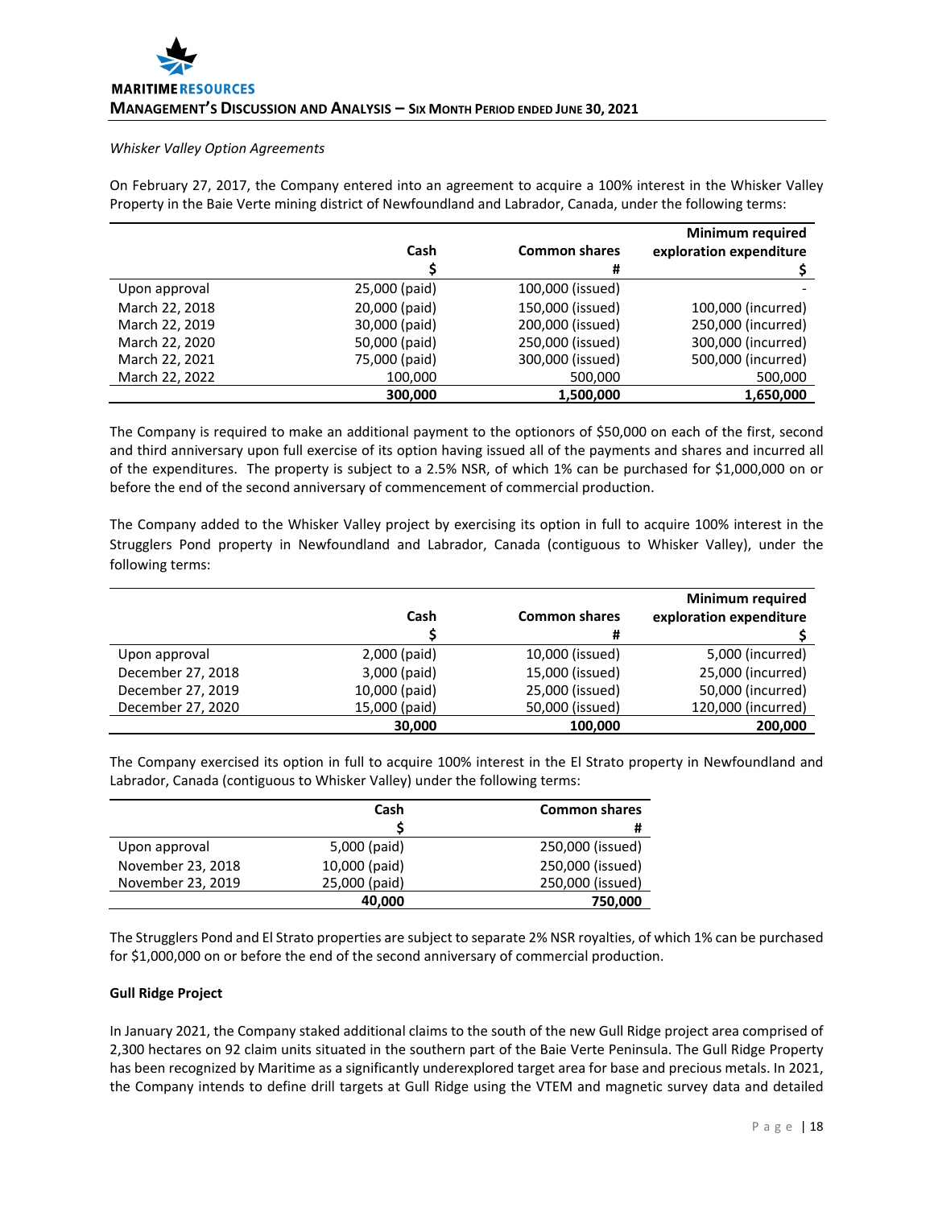*Whisker Valley Option Agreements*

On February 27, 2017, the Company entered into an agreement to acquire a 100% interest in the Whisker Valley Property in the Baie Verte mining district of Newfoundland and Labrador, Canada, under the following terms:

| | Cash<br>$ | Common shares<br># | Minimum required exploration expenditure<br>$ |
|---|---|---|---|
| Upon approval | 25,000 (paid) | 100,000 (issued) | - |
| March 22, 2018 | 20,000 (paid) | 150,000 (issued) | 100,000 (incurred) |
| March 22, 2019 | 30,000 (paid) | 200,000 (issued) | 250,000 (incurred) |
| March 22, 2020 | 50,000 (paid) | 250,000 (issued) | 300,000 (incurred) |
| March 22, 2021 | 75,000 (paid) | 300,000 (issued) | 500,000 (incurred) |
| March 22, 2022 | 100,000 | 500,000 | 500,000 |
| | **300,000** | **1,500,000** | **1,650,000** |

The Company is required to make an additional payment to the optionors of $50,000 on each of the first, second and third anniversary upon full exercise of its option having issued all of the payments and shares and incurred all of the expenditures. The property is subject to a 2.5% NSR, of which 1% can be purchased for $1,000,000 on or before the end of the second anniversary of commencement of commercial production.

The Company added to the Whisker Valley project by exercising its option in full to acquire 100% interest in the Strugglers Pond property in Newfoundland and Labrador, Canada (contiguous to Whisker Valley), under the following terms:

| | Cash<br>$ | Common shares<br># | Minimum required exploration expenditure<br>$ |
|---|---|---|---|
| Upon approval | 2,000 (paid) | 10,000 (issued) | 5,000 (incurred) |
| December 27, 2018 | 3,000 (paid) | 15,000 (issued) | 25,000 (incurred) |
| December 27, 2019 | 10,000 (paid) | 25,000 (issued) | 50,000 (incurred) |
| December 27, 2020 | 15,000 (paid) | 50,000 (issued) | 120,000 (incurred) |
| | **30,000** | **100,000** | **200,000** |

The Company exercised its option in full to acquire 100% interest in the El Strato property in Newfoundland and Labrador, Canada (contiguous to Whisker Valley) under the following terms:

| | Cash<br>$ | Common shares<br># |
|---|---|---|
| Upon approval | 5,000 (paid) | 250,000 (issued) |
| November 23, 2018 | 10,000 (paid) | 250,000 (issued) |
| November 23, 2019 | 25,000 (paid) | 250,000 (issued) |
| | **40,000** | **750,000** |

The Strugglers Pond and El Strato properties are subject to separate 2% NSR royalties, of which 1% can be purchased for $1,000,000 on or before the end of the second anniversary of commercial production.

**Gull Ridge Project**

In January 2021, the Company staked additional claims to the south of the new Gull Ridge project area comprised of 2,300 hectares on 92 claim units situated in the southern part of the Baie Verte Peninsula. The Gull Ridge Property has been recognized by Maritime as a significantly underexplored target area for base and precious metals. In 2021, the Company intends to define drill targets at Gull Ridge using the VTEM and magnetic survey data and detailed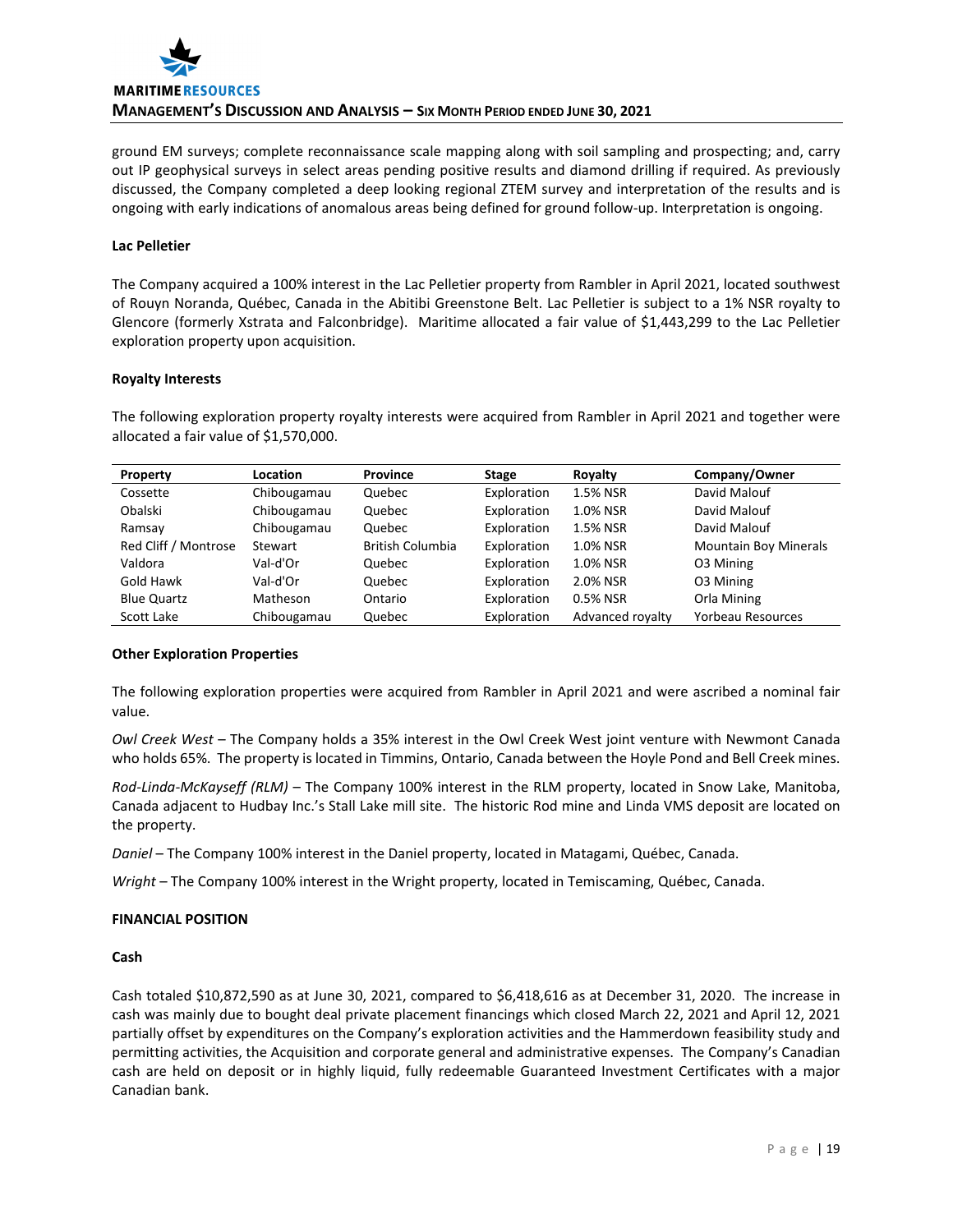ground EM surveys; complete reconnaissance scale mapping along with soil sampling and prospecting; and, carry out IP geophysical surveys in select areas pending positive results and diamond drilling if required. As previously discussed, the Company completed a deep looking regional ZTEM survey and interpretation of the results and is ongoing with early indications of anomalous areas being defined for ground follow-up. Interpretation is ongoing.

**Lac Pelletier**

The Company acquired a 100% interest in the Lac Pelletier property from Rambler in April 2021, located southwest of Rouyn Noranda, Québec, Canada in the Abitibi Greenstone Belt. Lac Pelletier is subject to a 1% NSR royalty to Glencore (formerly Xstrata and Falconbridge). Maritime allocated a fair value of $1,443,299 to the Lac Pelletier exploration property upon acquisition.

**Royalty Interests**

The following exploration property royalty interests were acquired from Rambler in April 2021 and together were allocated a fair value of $1,570,000.

| Property | Location | Province | Stage | Royalty | Company/Owner |
|---|---|---|---|---|---|
| Cossette | Chibougamau | Quebec | Exploration | 1.5% NSR | David Malouf |
| Obalski | Chibougamau | Quebec | Exploration | 1.0% NSR | David Malouf |
| Ramsay | Chibougamau | Quebec | Exploration | 1.5% NSR | David Malouf |
| Red Cliff / Montrose | Stewart | British Columbia | Exploration | 1.0% NSR | Mountain Boy Minerals |
| Valdora | Val-d'Or | Quebec | Exploration | 1.0% NSR | O3 Mining |
| Gold Hawk | Val-d'Or | Quebec | Exploration | 2.0% NSR | O3 Mining |
| Blue Quartz | Matheson | Ontario | Exploration | 0.5% NSR | Orla Mining |
| Scott Lake | Chibougamau | Quebec | Exploration | Advanced royalty | Yorbeau Resources |

**Other Exploration Properties**

The following exploration properties were acquired from Rambler in April 2021 and were ascribed a nominal fair value.

*Owl Creek West* – The Company holds a 35% interest in the Owl Creek West joint venture with Newmont Canada who holds 65%. The property is located in Timmins, Ontario, Canada between the Hoyle Pond and Bell Creek mines.

*Rod-Linda-McKayseff (RLM)* – The Company 100% interest in the RLM property, located in Snow Lake, Manitoba, Canada adjacent to Hudbay Inc.'s Stall Lake mill site. The historic Rod mine and Linda VMS deposit are located on the property.

*Daniel* – The Company 100% interest in the Daniel property, located in Matagami, Québec, Canada.

*Wright* – The Company 100% interest in the Wright property, located in Temiscaming, Québec, Canada.

**FINANCIAL POSITION**

**Cash**

Cash totaled $10,872,590 as at June 30, 2021, compared to $6,418,616 as at December 31, 2020. The increase in cash was mainly due to bought deal private placement financings which closed March 22, 2021 and April 12, 2021 partially offset by expenditures on the Company's exploration activities and the Hammerdown feasibility study and permitting activities, the Acquisition and corporate general and administrative expenses. The Company's Canadian cash are held on deposit or in highly liquid, fully redeemable Guaranteed Investment Certificates with a major Canadian bank.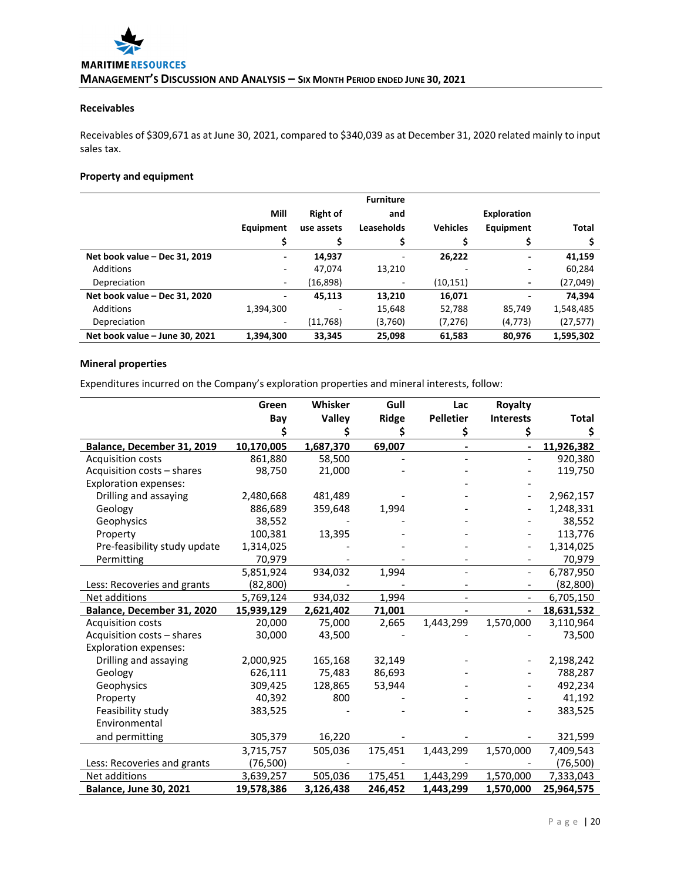### Receivables

Receivables of $309,671 as at June 30, 2021, compared to $340,039 as at December 31, 2020 related mainly to input sales tax.

### Property and equipment

| | Mill Equipment | Right of use assets | Furniture and Leaseholds | Vehicles | Exploration Equipment | Total |
|---|---|---|---|---|---|---|
| | $ | $ | $ | $ | $ | $ |
| **Net book value – Dec 31, 2019** | **-** | **14,937** | - | **26,222** | **-** | **41,159** |
| Additions | - | 47,074 | 13,210 | - | - | 60,284 |
| Depreciation | - | (16,898) | - | (10,151) | - | (27,049) |
| **Net book value – Dec 31, 2020** | **-** | **45,113** | **13,210** | **16,071** | **-** | **74,394** |
| Additions | 1,394,300 | - | 15,648 | 52,788 | 85,749 | 1,548,485 |
| Depreciation | - | (11,768) | (3,760) | (7,276) | (4,773) | (27,577) |
| **Net book value – June 30, 2021** | **1,394,300** | **33,345** | **25,098** | **61,583** | **80,976** | **1,595,302** |

### Mineral properties

Expenditures incurred on the Company's exploration properties and mineral interests, follow:

| | Green Bay | Whisker Valley | Gull Ridge | Lac Pelletier | Royalty Interests | Total |
|---|---|---|---|---|---|---|
| | $ | $ | $ | $ | $ | $ |
| **Balance, December 31, 2019** | **10,170,005** | **1,687,370** | **69,007** | **-** | **-** | **11,926,382** |
| Acquisition costs | 861,880 | 58,500 | - | - | - | 920,380 |
| Acquisition costs – shares | 98,750 | 21,000 | - | - | - | 119,750 |
| Exploration expenses: | | | | - | - | |
| Drilling and assaying | 2,480,668 | 481,489 | - | - | - | 2,962,157 |
| Geology | 886,689 | 359,648 | 1,994 | - | - | 1,248,331 |
| Geophysics | 38,552 | - | - | - | - | 38,552 |
| Property | 100,381 | 13,395 | - | - | - | 113,776 |
| Pre-feasibility study update | 1,314,025 | - | - | - | - | 1,314,025 |
| Permitting | 70,979 | - | - | - | - | 70,979 |
| | 5,851,924 | 934,032 | 1,994 | - | - | 6,787,950 |
| Less: Recoveries and grants | (82,800) | - | - | - | - | (82,800) |
| Net additions | 5,769,124 | 934,032 | 1,994 | - | - | 6,705,150 |
| **Balance, December 31, 2020** | **15,939,129** | **2,621,402** | **71,001** | **-** | **-** | **18,631,532** |
| Acquisition costs | 20,000 | 75,000 | 2,665 | 1,443,299 | 1,570,000 | 3,110,964 |
| Acquisition costs – shares | 30,000 | 43,500 | - | - | - | 73,500 |
| Exploration expenses: | | | | | | |
| Drilling and assaying | 2,000,925 | 165,168 | 32,149 | - | - | 2,198,242 |
| Geology | 626,111 | 75,483 | 86,693 | - | - | 788,287 |
| Geophysics | 309,425 | 128,865 | 53,944 | - | - | 492,234 |
| Property | 40,392 | 800 | - | - | - | 41,192 |
| Feasibility study | 383,525 | - | - | - | - | 383,525 |
| Environmental and permitting | 305,379 | 16,220 | - | - | - | 321,599 |
| | 3,715,757 | 505,036 | 175,451 | 1,443,299 | 1,570,000 | 7,409,543 |
| Less: Recoveries and grants | (76,500) | - | - | - | - | (76,500) |
| Net additions | 3,639,257 | 505,036 | 175,451 | 1,443,299 | 1,570,000 | 7,333,043 |
| **Balance, June 30, 2021** | **19,578,386** | **3,126,438** | **246,452** | **1,443,299** | **1,570,000** | **25,964,575** |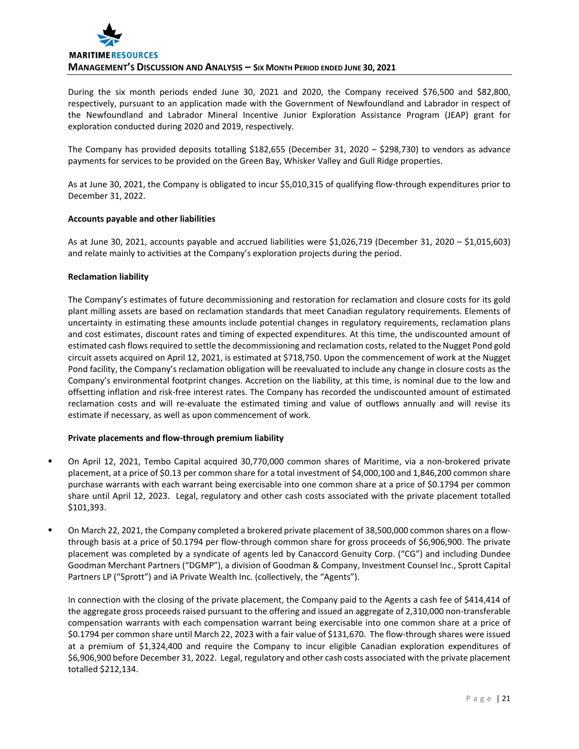During the six month periods ended June 30, 2021 and 2020, the Company received $76,500 and $82,800, respectively, pursuant to an application made with the Government of Newfoundland and Labrador in respect of the Newfoundland and Labrador Mineral Incentive Junior Exploration Assistance Program (JEAP) grant for exploration conducted during 2020 and 2019, respectively.

The Company has provided deposits totalling $182,655 (December 31, 2020 – $298,730) to vendors as advance payments for services to be provided on the Green Bay, Whisker Valley and Gull Ridge properties.

As at June 30, 2021, the Company is obligated to incur $5,010,315 of qualifying flow-through expenditures prior to December 31, 2022.

**Accounts payable and other liabilities**

As at June 30, 2021, accounts payable and accrued liabilities were $1,026,719 (December 31, 2020 – $1,015,603) and relate mainly to activities at the Company's exploration projects during the period.

**Reclamation liability**

The Company's estimates of future decommissioning and restoration for reclamation and closure costs for its gold plant milling assets are based on reclamation standards that meet Canadian regulatory requirements. Elements of uncertainty in estimating these amounts include potential changes in regulatory requirements, reclamation plans and cost estimates, discount rates and timing of expected expenditures. At this time, the undiscounted amount of estimated cash flows required to settle the decommissioning and reclamation costs, related to the Nugget Pond gold circuit assets acquired on April 12, 2021, is estimated at $718,750. Upon the commencement of work at the Nugget Pond facility, the Company's reclamation obligation will be reevaluated to include any change in closure costs as the Company's environmental footprint changes. Accretion on the liability, at this time, is nominal due to the low and offsetting inflation and risk-free interest rates. The Company has recorded the undiscounted amount of estimated reclamation costs and will re-evaluate the estimated timing and value of outflows annually and will revise its estimate if necessary, as well as upon commencement of work.

**Private placements and flow-through premium liability**

- On April 12, 2021, Tembo Capital acquired 30,770,000 common shares of Maritime, via a non-brokered private placement, at a price of $0.13 per common share for a total investment of $4,000,100 and 1,846,200 common share purchase warrants with each warrant being exercisable into one common share at a price of $0.1794 per common share until April 12, 2023. Legal, regulatory and other cash costs associated with the private placement totalled $101,393.

- On March 22, 2021, the Company completed a brokered private placement of 38,500,000 common shares on a flow-through basis at a price of $0.1794 per flow-through common share for gross proceeds of $6,906,900. The private placement was completed by a syndicate of agents led by Canaccord Genuity Corp. ("CG") and including Dundee Goodman Merchant Partners ("DGMP"), a division of Goodman & Company, Investment Counsel Inc., Sprott Capital Partners LP ("Sprott") and iA Private Wealth Inc. (collectively, the "Agents").

  In connection with the closing of the private placement, the Company paid to the Agents a cash fee of $414,414 of the aggregate gross proceeds raised pursuant to the offering and issued an aggregate of 2,310,000 non-transferable compensation warrants with each compensation warrant being exercisable into one common share at a price of $0.1794 per common share until March 22, 2023 with a fair value of $131,670. The flow-through shares were issued at a premium of $1,324,400 and require the Company to incur eligible Canadian exploration expenditures of $6,906,900 before December 31, 2022. Legal, regulatory and other cash costs associated with the private placement totalled $212,134.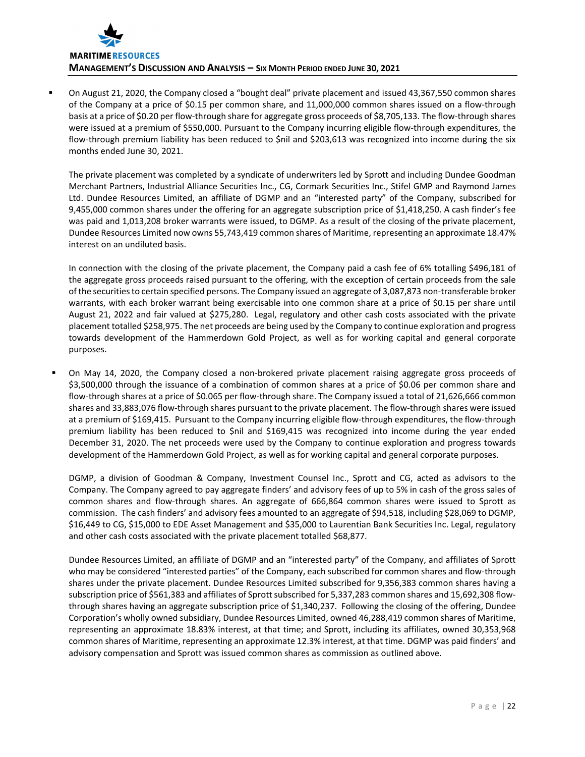- On August 21, 2020, the Company closed a "bought deal" private placement and issued 43,367,550 common shares of the Company at a price of $0.15 per common share, and 11,000,000 common shares issued on a flow-through basis at a price of $0.20 per flow-through share for aggregate gross proceeds of $8,705,133. The flow-through shares were issued at a premium of $550,000. Pursuant to the Company incurring eligible flow-through expenditures, the flow-through premium liability has been reduced to $nil and $203,613 was recognized into income during the six months ended June 30, 2021.

  The private placement was completed by a syndicate of underwriters led by Sprott and including Dundee Goodman Merchant Partners, Industrial Alliance Securities Inc., CG, Cormark Securities Inc., Stifel GMP and Raymond James Ltd. Dundee Resources Limited, an affiliate of DGMP and an "interested party" of the Company, subscribed for 9,455,000 common shares under the offering for an aggregate subscription price of $1,418,250. A cash finder's fee was paid and 1,013,208 broker warrants were issued, to DGMP. As a result of the closing of the private placement, Dundee Resources Limited now owns 55,743,419 common shares of Maritime, representing an approximate 18.47% interest on an undiluted basis.

  In connection with the closing of the private placement, the Company paid a cash fee of 6% totalling $496,181 of the aggregate gross proceeds raised pursuant to the offering, with the exception of certain proceeds from the sale of the securities to certain specified persons. The Company issued an aggregate of 3,087,873 non-transferable broker warrants, with each broker warrant being exercisable into one common share at a price of $0.15 per share until August 21, 2022 and fair valued at $275,280. Legal, regulatory and other cash costs associated with the private placement totalled $258,975. The net proceeds are being used by the Company to continue exploration and progress towards development of the Hammerdown Gold Project, as well as for working capital and general corporate purposes.

- On May 14, 2020, the Company closed a non-brokered private placement raising aggregate gross proceeds of $3,500,000 through the issuance of a combination of common shares at a price of $0.06 per common share and flow-through shares at a price of $0.065 per flow-through share. The Company issued a total of 21,626,666 common shares and 33,883,076 flow-through shares pursuant to the private placement. The flow-through shares were issued at a premium of $169,415. Pursuant to the Company incurring eligible flow-through expenditures, the flow-through premium liability has been reduced to $nil and $169,415 was recognized into income during the year ended December 31, 2020. The net proceeds were used by the Company to continue exploration and progress towards development of the Hammerdown Gold Project, as well as for working capital and general corporate purposes.

  DGMP, a division of Goodman & Company, Investment Counsel Inc., Sprott and CG, acted as advisors to the Company. The Company agreed to pay aggregate finders' and advisory fees of up to 5% in cash of the gross sales of common shares and flow-through shares. An aggregate of 666,864 common shares were issued to Sprott as commission. The cash finders' and advisory fees amounted to an aggregate of $94,518, including $28,069 to DGMP, $16,449 to CG, $15,000 to EDE Asset Management and $35,000 to Laurentian Bank Securities Inc. Legal, regulatory and other cash costs associated with the private placement totalled $68,877.

  Dundee Resources Limited, an affiliate of DGMP and an "interested party" of the Company, and affiliates of Sprott who may be considered "interested parties" of the Company, each subscribed for common shares and flow-through shares under the private placement. Dundee Resources Limited subscribed for 9,356,383 common shares having a subscription price of $561,383 and affiliates of Sprott subscribed for 5,337,283 common shares and 15,692,308 flow-through shares having an aggregate subscription price of $1,340,237. Following the closing of the offering, Dundee Corporation's wholly owned subsidiary, Dundee Resources Limited, owned 46,288,419 common shares of Maritime, representing an approximate 18.83% interest, at that time; and Sprott, including its affiliates, owned 30,353,968 common shares of Maritime, representing an approximate 12.3% interest, at that time. DGMP was paid finders' and advisory compensation and Sprott was issued common shares as commission as outlined above.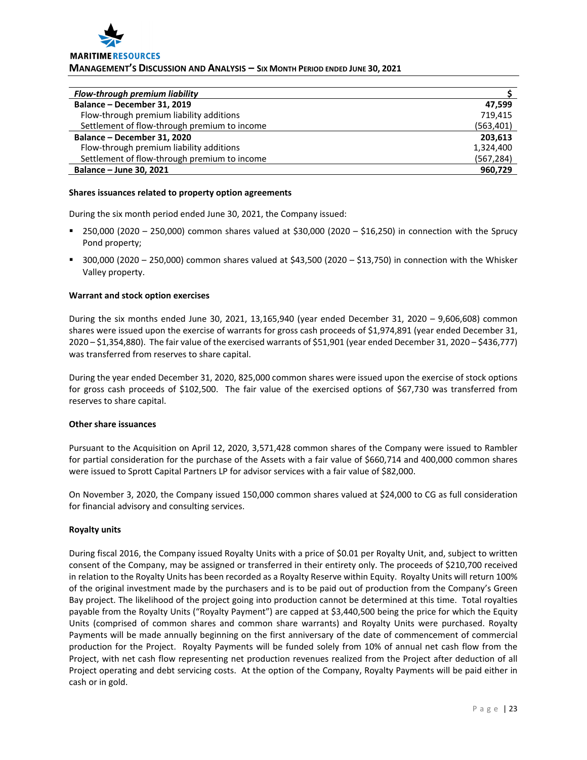| *Flow-through premium liability* | $ |
|---|---|
| **Balance – December 31, 2019** | **47,599** |
| Flow-through premium liability additions | 719,415 |
| Settlement of flow-through premium to income | (563,401) |
| **Balance – December 31, 2020** | **203,613** |
| Flow-through premium liability additions | 1,324,400 |
| Settlement of flow-through premium to income | (567,284) |
| **Balance – June 30, 2021** | **960,729** |

**Shares issuances related to property option agreements**

During the six month period ended June 30, 2021, the Company issued:

- 250,000 (2020 – 250,000) common shares valued at $30,000 (2020 – $16,250) in connection with the Sprucy Pond property;
- 300,000 (2020 – 250,000) common shares valued at $43,500 (2020 – $13,750) in connection with the Whisker Valley property.

**Warrant and stock option exercises**

During the six months ended June 30, 2021, 13,165,940 (year ended December 31, 2020 – 9,606,608) common shares were issued upon the exercise of warrants for gross cash proceeds of $1,974,891 (year ended December 31, 2020 – $1,354,880). The fair value of the exercised warrants of $51,901 (year ended December 31, 2020 – $436,777) was transferred from reserves to share capital.

During the year ended December 31, 2020, 825,000 common shares were issued upon the exercise of stock options for gross cash proceeds of $102,500. The fair value of the exercised options of $67,730 was transferred from reserves to share capital.

**Other share issuances**

Pursuant to the Acquisition on April 12, 2020, 3,571,428 common shares of the Company were issued to Rambler for partial consideration for the purchase of the Assets with a fair value of $660,714 and 400,000 common shares were issued to Sprott Capital Partners LP for advisor services with a fair value of $82,000.

On November 3, 2020, the Company issued 150,000 common shares valued at $24,000 to CG as full consideration for financial advisory and consulting services.

**Royalty units**

During fiscal 2016, the Company issued Royalty Units with a price of $0.01 per Royalty Unit, and, subject to written consent of the Company, may be assigned or transferred in their entirety only. The proceeds of $210,700 received in relation to the Royalty Units has been recorded as a Royalty Reserve within Equity. Royalty Units will return 100% of the original investment made by the purchasers and is to be paid out of production from the Company's Green Bay project. The likelihood of the project going into production cannot be determined at this time. Total royalties payable from the Royalty Units ("Royalty Payment") are capped at $3,440,500 being the price for which the Equity Units (comprised of common shares and common share warrants) and Royalty Units were purchased. Royalty Payments will be made annually beginning on the first anniversary of the date of commencement of commercial production for the Project. Royalty Payments will be funded solely from 10% of annual net cash flow from the Project, with net cash flow representing net production revenues realized from the Project after deduction of all Project operating and debt servicing costs. At the option of the Company, Royalty Payments will be paid either in cash or in gold.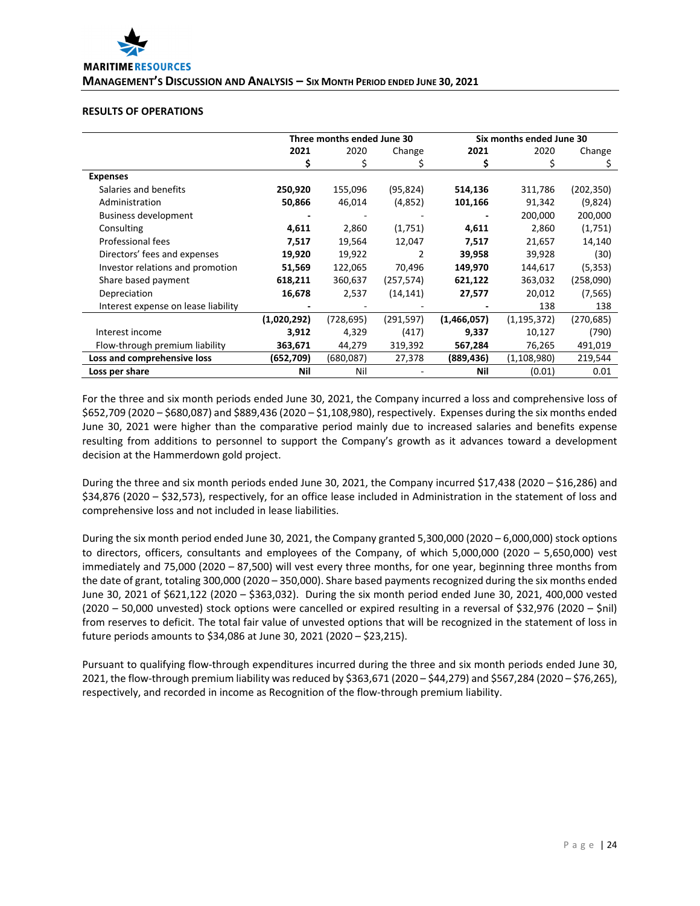## RESULTS OF OPERATIONS

| | Three months ended June 30 | | | Six months ended June 30 | | |
|---|---|---|---|---|---|---|
| | **2021** | 2020 | Change | **2021** | 2020 | Change |
| | **$** | $ | $ | **$** | $ | $ |
| **Expenses** | | | | | | |
| Salaries and benefits | **250,920** | 155,096 | (95,824) | **514,136** | 311,786 | (202,350) |
| Administration | **50,866** | 46,014 | (4,852) | **101,166** | 91,342 | (9,824) |
| Business development | **-** | - | - | **-** | 200,000 | 200,000 |
| Consulting | **4,611** | 2,860 | (1,751) | **4,611** | 2,860 | (1,751) |
| Professional fees | **7,517** | 19,564 | 12,047 | **7,517** | 21,657 | 14,140 |
| Directors' fees and expenses | **19,920** | 19,922 | 2 | **39,958** | 39,928 | (30) |
| Investor relations and promotion | **51,569** | 122,065 | 70,496 | **149,970** | 144,617 | (5,353) |
| Share based payment | **618,211** | 360,637 | (257,574) | **621,122** | 363,032 | (258,090) |
| Depreciation | **16,678** | 2,537 | (14,141) | **27,577** | 20,012 | (7,565) |
| Interest expense on lease liability | **-** | - | - | **-** | 138 | 138 |
| | **(1,020,292)** | (728,695) | (291,597) | **(1,466,057)** | (1,195,372) | (270,685) |
| Interest income | **3,912** | 4,329 | (417) | **9,337** | 10,127 | (790) |
| Flow-through premium liability | **363,671** | 44,279 | 319,392 | **567,284** | 76,265 | 491,019 |
| **Loss and comprehensive loss** | **(652,709)** | (680,087) | 27,378 | **(889,436)** | (1,108,980) | 219,544 |
| **Loss per share** | **Nil** | Nil | - | **Nil** | (0.01) | 0.01 |

For the three and six month periods ended June 30, 2021, the Company incurred a loss and comprehensive loss of $652,709 (2020 – $680,087) and $889,436 (2020 – $1,108,980), respectively. Expenses during the six months ended June 30, 2021 were higher than the comparative period mainly due to increased salaries and benefits expense resulting from additions to personnel to support the Company's growth as it advances toward a development decision at the Hammerdown gold project.

During the three and six month periods ended June 30, 2021, the Company incurred $17,438 (2020 – $16,286) and $34,876 (2020 – $32,573), respectively, for an office lease included in Administration in the statement of loss and comprehensive loss and not included in lease liabilities.

During the six month period ended June 30, 2021, the Company granted 5,300,000 (2020 – 6,000,000) stock options to directors, officers, consultants and employees of the Company, of which 5,000,000 (2020 – 5,650,000) vest immediately and 75,000 (2020 – 87,500) will vest every three months, for one year, beginning three months from the date of grant, totaling 300,000 (2020 – 350,000). Share based payments recognized during the six months ended June 30, 2021 of $621,122 (2020 – $363,032). During the six month period ended June 30, 2021, 400,000 vested (2020 – 50,000 unvested) stock options were cancelled or expired resulting in a reversal of $32,976 (2020 – $nil) from reserves to deficit. The total fair value of unvested options that will be recognized in the statement of loss in future periods amounts to $34,086 at June 30, 2021 (2020 – $23,215).

Pursuant to qualifying flow-through expenditures incurred during the three and six month periods ended June 30, 2021, the flow-through premium liability was reduced by $363,671 (2020 – $44,279) and $567,284 (2020 – $76,265), respectively, and recorded in income as Recognition of the flow-through premium liability.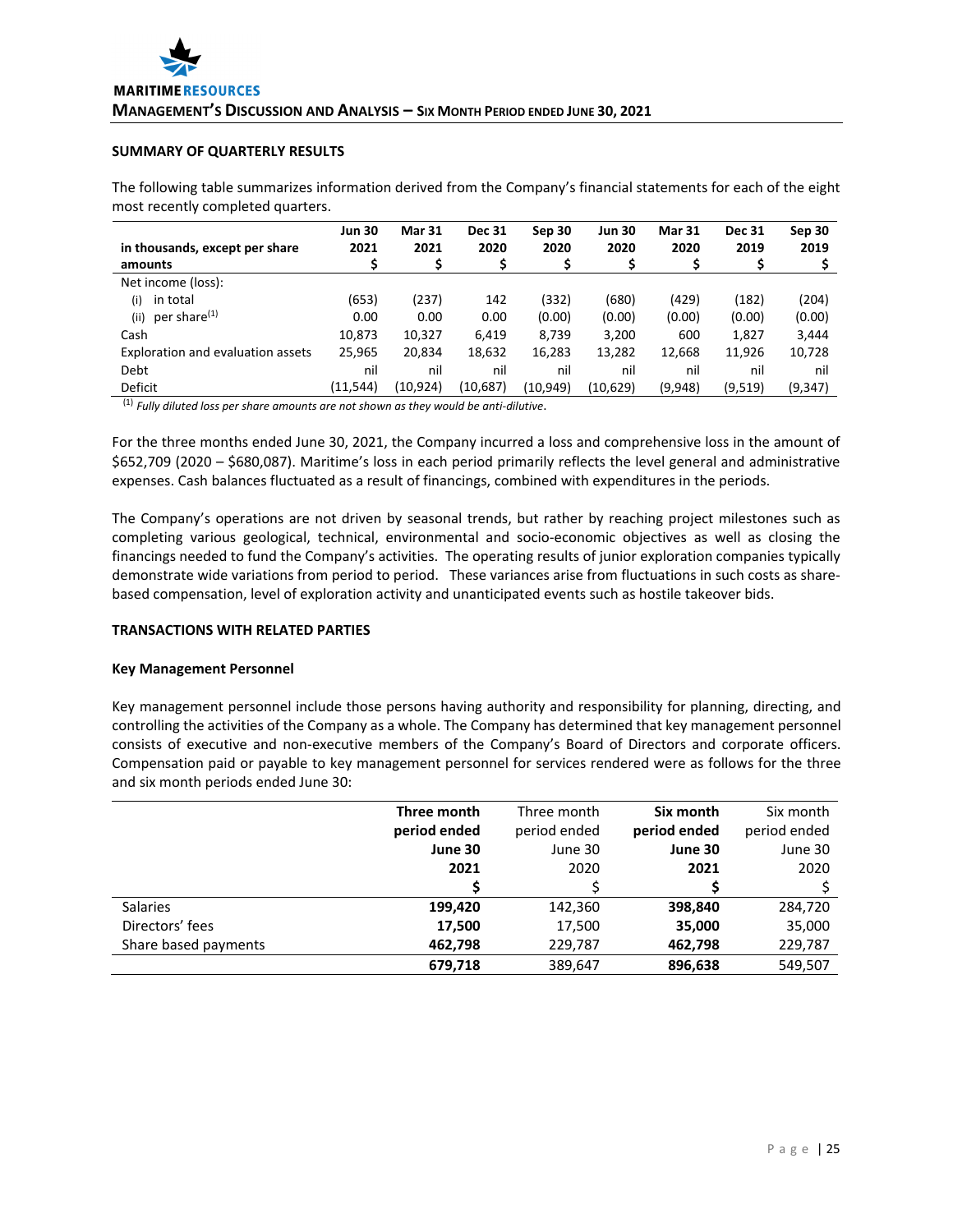### SUMMARY OF QUARTERLY RESULTS

The following table summarizes information derived from the Company's financial statements for each of the eight most recently completed quarters.

| in thousands, except per share amounts | Jun 30 2021 $ | Mar 31 2021 $ | Dec 31 2020 $ | Sep 30 2020 $ | Jun 30 2020 $ | Mar 31 2020 $ | Dec 31 2019 $ | Sep 30 2019 $ |
|---|---|---|---|---|---|---|---|---|
| Net income (loss): | | | | | | | | |
| (i) in total | (653) | (237) | 142 | (332) | (680) | (429) | (182) | (204) |
| (ii) per share[(1)] | 0.00 | 0.00 | 0.00 | (0.00) | (0.00) | (0.00) | (0.00) | (0.00) |
| Cash | 10,873 | 10,327 | 6,419 | 8,739 | 3,200 | 600 | 1,827 | 3,444 |
| Exploration and evaluation assets | 25,965 | 20,834 | 18,632 | 16,283 | 13,282 | 12,668 | 11,926 | 10,728 |
| Debt | nil | nil | nil | nil | nil | nil | nil | nil |
| Deficit | (11,544) | (10,924) | (10,687) | (10,949) | (10,629) | (9,948) | (9,519) | (9,347) |

[(1)] *Fully diluted loss per share amounts are not shown as they would be anti-dilutive.*

For the three months ended June 30, 2021, the Company incurred a loss and comprehensive loss in the amount of \$652,709 (2020 – \$680,087). Maritime's loss in each period primarily reflects the level general and administrative expenses. Cash balances fluctuated as a result of financings, combined with expenditures in the periods.

The Company's operations are not driven by seasonal trends, but rather by reaching project milestones such as completing various geological, technical, environmental and socio-economic objectives as well as closing the financings needed to fund the Company's activities. The operating results of junior exploration companies typically demonstrate wide variations from period to period. These variances arise from fluctuations in such costs as share-based compensation, level of exploration activity and unanticipated events such as hostile takeover bids.

### TRANSACTIONS WITH RELATED PARTIES

#### Key Management Personnel

Key management personnel include those persons having authority and responsibility for planning, directing, and controlling the activities of the Company as a whole. The Company has determined that key management personnel consists of executive and non-executive members of the Company's Board of Directors and corporate officers. Compensation paid or payable to key management personnel for services rendered were as follows for the three and six month periods ended June 30:

| | **Three month period ended June 30 2021 $** | Three month period ended June 30 2020 $ | **Six month period ended June 30 2021 $** | Six month period ended June 30 2020 $ |
|---|---|---|---|---|
| Salaries | **199,420** | 142,360 | **398,840** | 284,720 |
| Directors' fees | **17,500** | 17,500 | **35,000** | 35,000 |
| Share based payments | **462,798** | 229,787 | **462,798** | 229,787 |
| | **679,718** | 389,647 | **896,638** | 549,507 |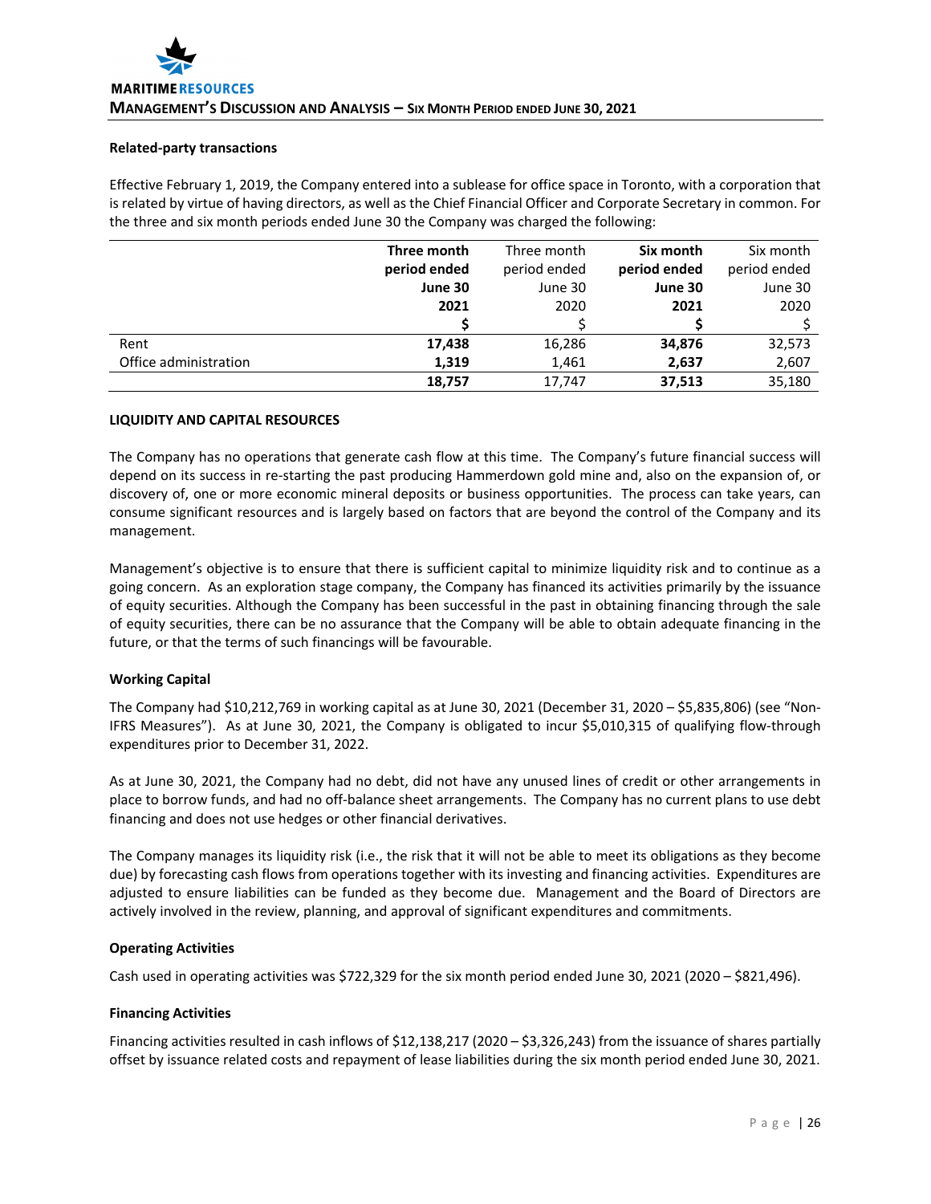### Related-party transactions

Effective February 1, 2019, the Company entered into a sublease for office space in Toronto, with a corporation that is related by virtue of having directors, as well as the Chief Financial Officer and Corporate Secretary in common. For the three and six month periods ended June 30 the Company was charged the following:

| | **Three month period ended June 30 2021 $** | Three month period ended June 30 2020 $ | **Six month period ended June 30 2021 $** | Six month period ended June 30 2020 $ |
|---|---|---|---|---|
| Rent | **17,438** | 16,286 | **34,876** | 32,573 |
| Office administration | **1,319** | 1,461 | **2,637** | 2,607 |
| | **18,757** | 17,747 | **37,513** | 35,180 |

## LIQUIDITY AND CAPITAL RESOURCES

The Company has no operations that generate cash flow at this time. The Company's future financial success will depend on its success in re-starting the past producing Hammerdown gold mine and, also on the expansion of, or discovery of, one or more economic mineral deposits or business opportunities. The process can take years, can consume significant resources and is largely based on factors that are beyond the control of the Company and its management.

Management's objective is to ensure that there is sufficient capital to minimize liquidity risk and to continue as a going concern. As an exploration stage company, the Company has financed its activities primarily by the issuance of equity securities. Although the Company has been successful in the past in obtaining financing through the sale of equity securities, there can be no assurance that the Company will be able to obtain adequate financing in the future, or that the terms of such financings will be favourable.

### Working Capital

The Company had $10,212,769 in working capital as at June 30, 2021 (December 31, 2020 – $5,835,806) (see "Non-IFRS Measures"). As at June 30, 2021, the Company is obligated to incur $5,010,315 of qualifying flow-through expenditures prior to December 31, 2022.

As at June 30, 2021, the Company had no debt, did not have any unused lines of credit or other arrangements in place to borrow funds, and had no off-balance sheet arrangements. The Company has no current plans to use debt financing and does not use hedges or other financial derivatives.

The Company manages its liquidity risk (i.e., the risk that it will not be able to meet its obligations as they become due) by forecasting cash flows from operations together with its investing and financing activities. Expenditures are adjusted to ensure liabilities can be funded as they become due. Management and the Board of Directors are actively involved in the review, planning, and approval of significant expenditures and commitments.

### Operating Activities

Cash used in operating activities was $722,329 for the six month period ended June 30, 2021 (2020 – $821,496).

### Financing Activities

Financing activities resulted in cash inflows of $12,138,217 (2020 – $3,326,243) from the issuance of shares partially offset by issuance related costs and repayment of lease liabilities during the six month period ended June 30, 2021.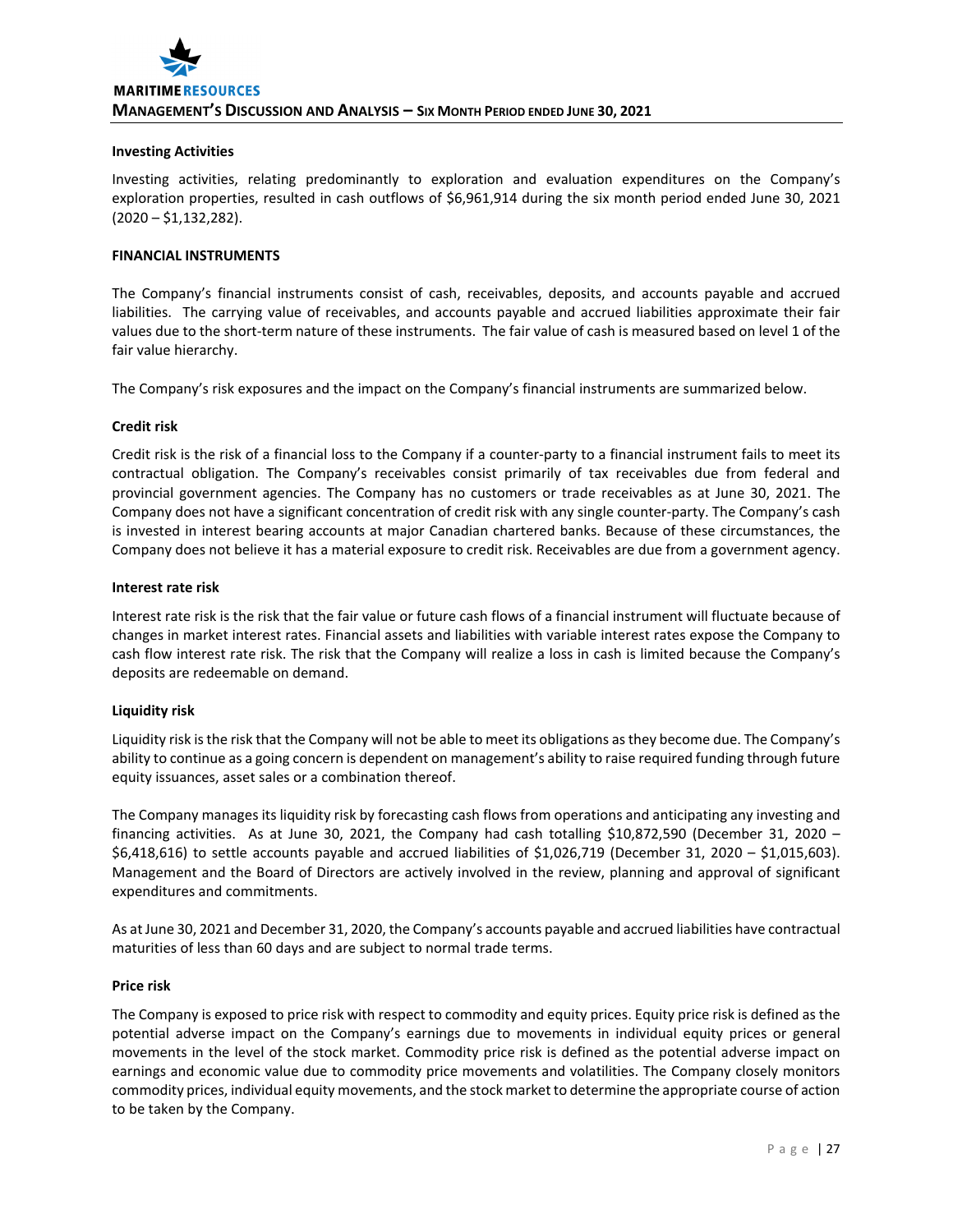#### Investing Activities

Investing activities, relating predominantly to exploration and evaluation expenditures on the Company's exploration properties, resulted in cash outflows of $6,961,914 during the six month period ended June 30, 2021 (2020 – $1,132,282).

## FINANCIAL INSTRUMENTS

The Company's financial instruments consist of cash, receivables, deposits, and accounts payable and accrued liabilities. The carrying value of receivables, and accounts payable and accrued liabilities approximate their fair values due to the short-term nature of these instruments. The fair value of cash is measured based on level 1 of the fair value hierarchy.

The Company's risk exposures and the impact on the Company's financial instruments are summarized below.

#### Credit risk

Credit risk is the risk of a financial loss to the Company if a counter-party to a financial instrument fails to meet its contractual obligation. The Company's receivables consist primarily of tax receivables due from federal and provincial government agencies. The Company has no customers or trade receivables as at June 30, 2021. The Company does not have a significant concentration of credit risk with any single counter-party. The Company's cash is invested in interest bearing accounts at major Canadian chartered banks. Because of these circumstances, the Company does not believe it has a material exposure to credit risk. Receivables are due from a government agency.

#### Interest rate risk

Interest rate risk is the risk that the fair value or future cash flows of a financial instrument will fluctuate because of changes in market interest rates. Financial assets and liabilities with variable interest rates expose the Company to cash flow interest rate risk. The risk that the Company will realize a loss in cash is limited because the Company's deposits are redeemable on demand.

#### Liquidity risk

Liquidity risk is the risk that the Company will not be able to meet its obligations as they become due. The Company's ability to continue as a going concern is dependent on management's ability to raise required funding through future equity issuances, asset sales or a combination thereof.

The Company manages its liquidity risk by forecasting cash flows from operations and anticipating any investing and financing activities. As at June 30, 2021, the Company had cash totalling $10,872,590 (December 31, 2020 – $6,418,616) to settle accounts payable and accrued liabilities of $1,026,719 (December 31, 2020 – $1,015,603). Management and the Board of Directors are actively involved in the review, planning and approval of significant expenditures and commitments.

As at June 30, 2021 and December 31, 2020, the Company's accounts payable and accrued liabilities have contractual maturities of less than 60 days and are subject to normal trade terms.

#### Price risk

The Company is exposed to price risk with respect to commodity and equity prices. Equity price risk is defined as the potential adverse impact on the Company's earnings due to movements in individual equity prices or general movements in the level of the stock market. Commodity price risk is defined as the potential adverse impact on earnings and economic value due to commodity price movements and volatilities. The Company closely monitors commodity prices, individual equity movements, and the stock market to determine the appropriate course of action to be taken by the Company.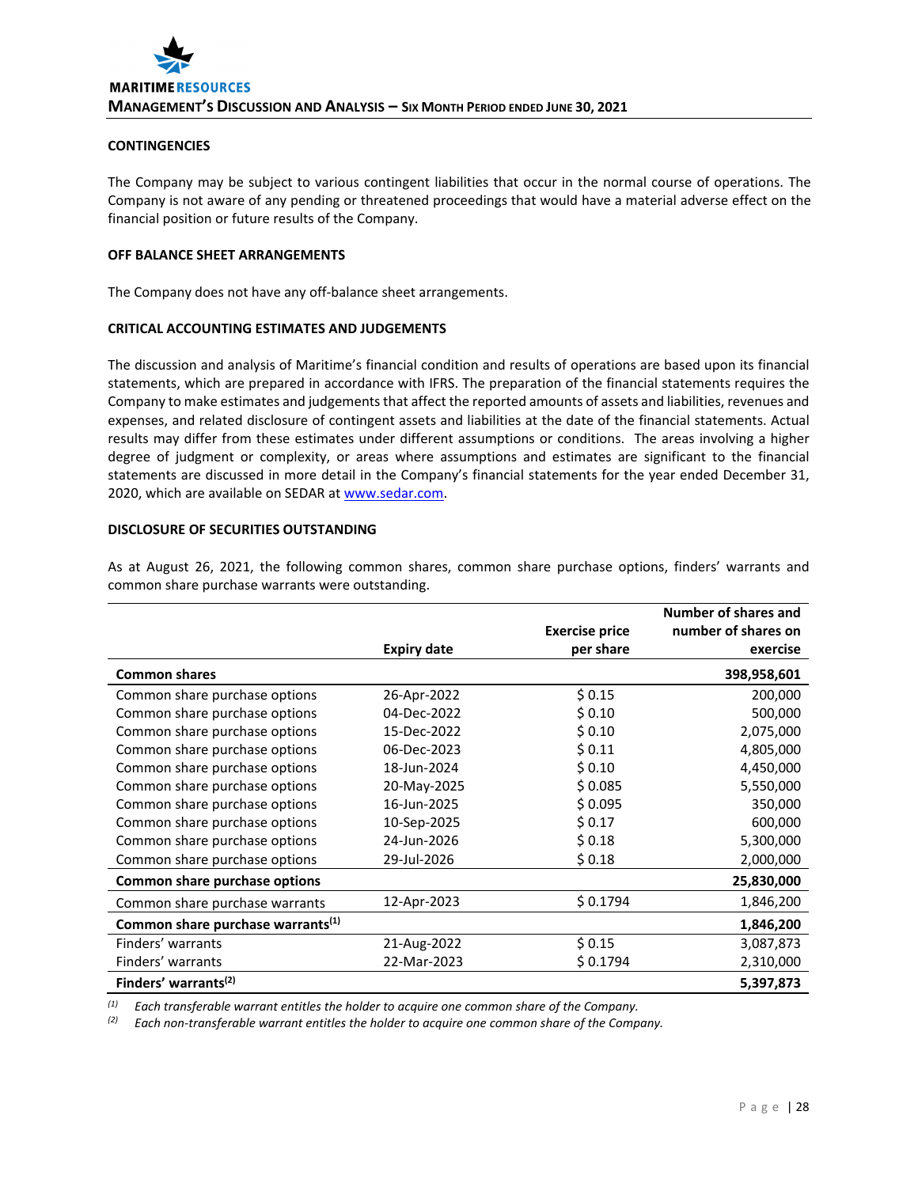## CONTINGENCIES

The Company may be subject to various contingent liabilities that occur in the normal course of operations. The Company is not aware of any pending or threatened proceedings that would have a material adverse effect on the financial position or future results of the Company.

## OFF BALANCE SHEET ARRANGEMENTS

The Company does not have any off-balance sheet arrangements.

## CRITICAL ACCOUNTING ESTIMATES AND JUDGEMENTS

The discussion and analysis of Maritime's financial condition and results of operations are based upon its financial statements, which are prepared in accordance with IFRS. The preparation of the financial statements requires the Company to make estimates and judgements that affect the reported amounts of assets and liabilities, revenues and expenses, and related disclosure of contingent assets and liabilities at the date of the financial statements. Actual results may differ from these estimates under different assumptions or conditions. The areas involving a higher degree of judgment or complexity, or areas where assumptions and estimates are significant to the financial statements are discussed in more detail in the Company's financial statements for the year ended December 31, 2020, which are available on SEDAR at www.sedar.com.

## DISCLOSURE OF SECURITIES OUTSTANDING

As at August 26, 2021, the following common shares, common share purchase options, finders' warrants and common share purchase warrants were outstanding.

| | Expiry date | Exercise price per share | Number of shares and number of shares on exercise |
|---|---|---|---|
| **Common shares** | | | **398,958,601** |
| Common share purchase options | 26-Apr-2022 | $ 0.15 | 200,000 |
| Common share purchase options | 04-Dec-2022 | $ 0.10 | 500,000 |
| Common share purchase options | 15-Dec-2022 | $ 0.10 | 2,075,000 |
| Common share purchase options | 06-Dec-2023 | $ 0.11 | 4,805,000 |
| Common share purchase options | 18-Jun-2024 | $ 0.10 | 4,450,000 |
| Common share purchase options | 20-May-2025 | $ 0.085 | 5,550,000 |
| Common share purchase options | 16-Jun-2025 | $ 0.095 | 350,000 |
| Common share purchase options | 10-Sep-2025 | $ 0.17 | 600,000 |
| Common share purchase options | 24-Jun-2026 | $ 0.18 | 5,300,000 |
| Common share purchase options | 29-Jul-2026 | $ 0.18 | 2,000,000 |
| **Common share purchase options** | | | **25,830,000** |
| Common share purchase warrants | 12-Apr-2023 | $ 0.1794 | 1,846,200 |
| **Common share purchase warrants[(1)]** | | | **1,846,200** |
| Finders' warrants | 21-Aug-2022 | $ 0.15 | 3,087,873 |
| Finders' warrants | 22-Mar-2023 | $ 0.1794 | 2,310,000 |
| **Finders' warrants[(2)]** | | | **5,397,873** |

[(1)] *Each transferable warrant entitles the holder to acquire one common share of the Company.*
[(2)] *Each non-transferable warrant entitles the holder to acquire one common share of the Company.*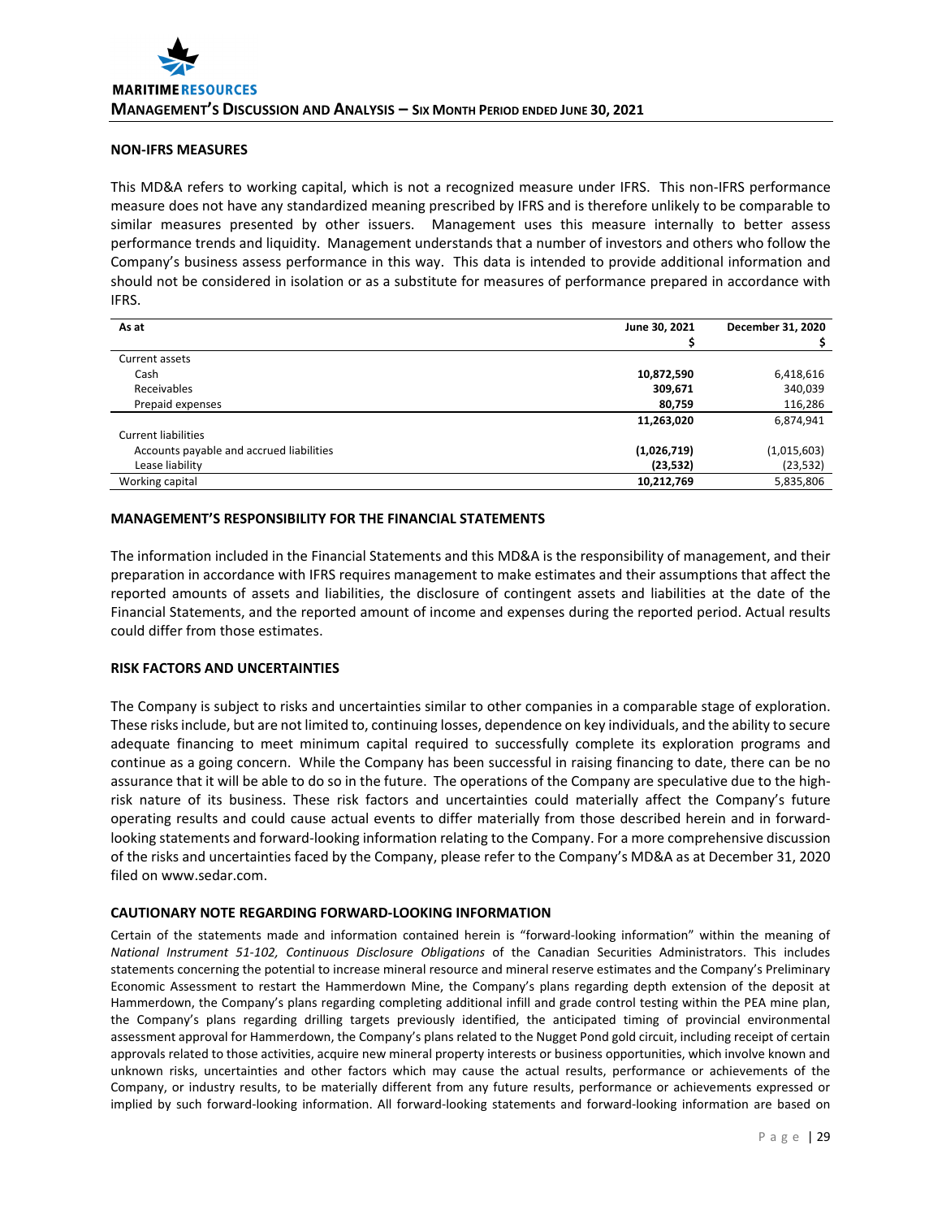## NON-IFRS MEASURES

This MD&A refers to working capital, which is not a recognized measure under IFRS. This non-IFRS performance measure does not have any standardized meaning prescribed by IFRS and is therefore unlikely to be comparable to similar measures presented by other issuers. Management uses this measure internally to better assess performance trends and liquidity. Management understands that a number of investors and others who follow the Company's business assess performance in this way. This data is intended to provide additional information and should not be considered in isolation or as a substitute for measures of performance prepared in accordance with IFRS.

| As at | June 30, 2021<br>$ | December 31, 2020<br>$ |
|---|---|---|
| Current assets | | |
| Cash | **10,872,590** | 6,418,616 |
| Receivables | **309,671** | 340,039 |
| Prepaid expenses | **80,759** | 116,286 |
| | **11,263,020** | 6,874,941 |
| Current liabilities | | |
| Accounts payable and accrued liabilities | **(1,026,719)** | (1,015,603) |
| Lease liability | **(23,532)** | (23,532) |
| Working capital | **10,212,769** | 5,835,806 |

## MANAGEMENT'S RESPONSIBILITY FOR THE FINANCIAL STATEMENTS

The information included in the Financial Statements and this MD&A is the responsibility of management, and their preparation in accordance with IFRS requires management to make estimates and their assumptions that affect the reported amounts of assets and liabilities, the disclosure of contingent assets and liabilities at the date of the Financial Statements, and the reported amount of income and expenses during the reported period. Actual results could differ from those estimates.

## RISK FACTORS AND UNCERTAINTIES

The Company is subject to risks and uncertainties similar to other companies in a comparable stage of exploration. These risks include, but are not limited to, continuing losses, dependence on key individuals, and the ability to secure adequate financing to meet minimum capital required to successfully complete its exploration programs and continue as a going concern. While the Company has been successful in raising financing to date, there can be no assurance that it will be able to do so in the future. The operations of the Company are speculative due to the high-risk nature of its business. These risk factors and uncertainties could materially affect the Company's future operating results and could cause actual events to differ materially from those described herein and in forward-looking statements and forward-looking information relating to the Company. For a more comprehensive discussion of the risks and uncertainties faced by the Company, please refer to the Company's MD&A as at December 31, 2020 filed on www.sedar.com.

## CAUTIONARY NOTE REGARDING FORWARD-LOOKING INFORMATION

Certain of the statements made and information contained herein is "forward-looking information" within the meaning of *National Instrument 51-102, Continuous Disclosure Obligations* of the Canadian Securities Administrators. This includes statements concerning the potential to increase mineral resource and mineral reserve estimates and the Company's Preliminary Economic Assessment to restart the Hammerdown Mine, the Company's plans regarding depth extension of the deposit at Hammerdown, the Company's plans regarding completing additional infill and grade control testing within the PEA mine plan, the Company's plans regarding drilling targets previously identified, the anticipated timing of provincial environmental assessment approval for Hammerdown, the Company's plans related to the Nugget Pond gold circuit, including receipt of certain approvals related to those activities, acquire new mineral property interests or business opportunities, which involve known and unknown risks, uncertainties and other factors which may cause the actual results, performance or achievements of the Company, or industry results, to be materially different from any future results, performance or achievements expressed or implied by such forward-looking information. All forward-looking statements and forward-looking information are based on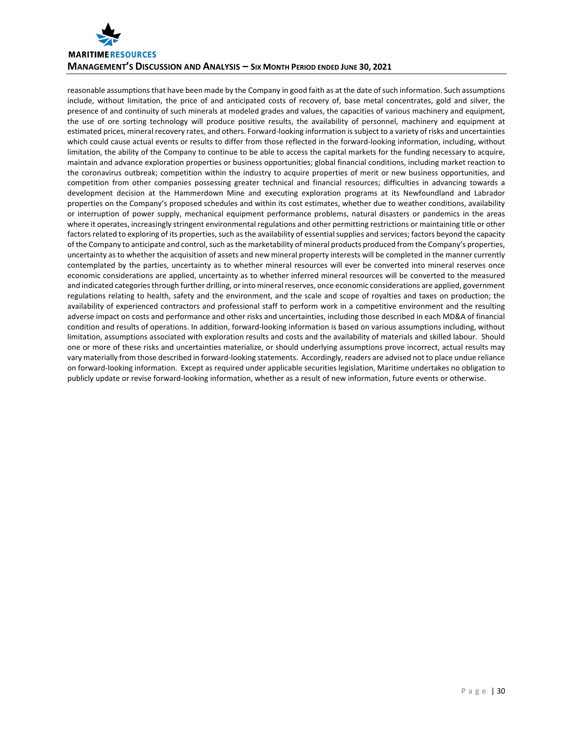reasonable assumptions that have been made by the Company in good faith as at the date of such information. Such assumptions include, without limitation, the price of and anticipated costs of recovery of, base metal concentrates, gold and silver, the presence of and continuity of such minerals at modeled grades and values, the capacities of various machinery and equipment, the use of ore sorting technology will produce positive results, the availability of personnel, machinery and equipment at estimated prices, mineral recovery rates, and others. Forward-looking information is subject to a variety of risks and uncertainties which could cause actual events or results to differ from those reflected in the forward-looking information, including, without limitation, the ability of the Company to continue to be able to access the capital markets for the funding necessary to acquire, maintain and advance exploration properties or business opportunities; global financial conditions, including market reaction to the coronavirus outbreak; competition within the industry to acquire properties of merit or new business opportunities, and competition from other companies possessing greater technical and financial resources; difficulties in advancing towards a development decision at the Hammerdown Mine and executing exploration programs at its Newfoundland and Labrador properties on the Company's proposed schedules and within its cost estimates, whether due to weather conditions, availability or interruption of power supply, mechanical equipment performance problems, natural disasters or pandemics in the areas where it operates, increasingly stringent environmental regulations and other permitting restrictions or maintaining title or other factors related to exploring of its properties, such as the availability of essential supplies and services; factors beyond the capacity of the Company to anticipate and control, such as the marketability of mineral products produced from the Company's properties, uncertainty as to whether the acquisition of assets and new mineral property interests will be completed in the manner currently contemplated by the parties, uncertainty as to whether mineral resources will ever be converted into mineral reserves once economic considerations are applied, uncertainty as to whether inferred mineral resources will be converted to the measured and indicated categories through further drilling, or into mineral reserves, once economic considerations are applied, government regulations relating to health, safety and the environment, and the scale and scope of royalties and taxes on production; the availability of experienced contractors and professional staff to perform work in a competitive environment and the resulting adverse impact on costs and performance and other risks and uncertainties, including those described in each MD&A of financial condition and results of operations. In addition, forward-looking information is based on various assumptions including, without limitation, assumptions associated with exploration results and costs and the availability of materials and skilled labour. Should one or more of these risks and uncertainties materialize, or should underlying assumptions prove incorrect, actual results may vary materially from those described in forward-looking statements. Accordingly, readers are advised not to place undue reliance on forward-looking information. Except as required under applicable securities legislation, Maritime undertakes no obligation to publicly update or revise forward-looking information, whether as a result of new information, future events or otherwise.